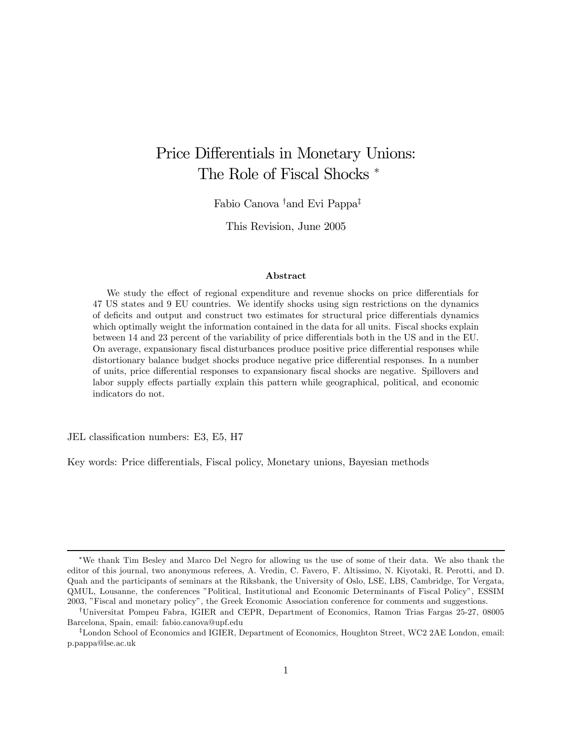# Price Differentials in Monetary Unions: The Role of Fiscal Shocks [*]

Fabio Canova [†] and Evi Pappa [‡]

This Revision, June 2005

### Abstract

We study the effect of regional expenditure and revenue shocks on price differentials for 47 US states and 9 EU countries. We identify shocks using sign restrictions on the dynamics of deficits and output and construct two estimates for structural price differentials dynamics which optimally weight the information contained in the data for all units. Fiscal shocks explain between 14 and 23 percent of the variability of price differentials both in the US and in the EU. On average, expansionary fiscal disturbances produce positive price differential responses while distortionary balance budget shocks produce negative price differential responses. In a number of units, price differential responses to expansionary fiscal shocks are negative. Spillovers and labor supply effects partially explain this pattern while geographical, political, and economic indicators do not.

JEL classification numbers: E3, E5, H7

Key words: Price differentials, Fiscal policy, Monetary unions, Bayesian methods

---

[*] We thank Tim Besley and Marco Del Negro for allowing us the use of some of their data. We also thank the editor of this journal, two anonymous referees, A. Vredin, C. Favero, F. Altissimo, N. Kiyotaki, R. Perotti, and D. Quah and the participants of seminars at the Riksbank, the University of Oslo, LSE, LBS, Cambridge, Tor Vergata, QMUL, Lousanne, the conferences "Political, Institutional and Economic Determinants of Fiscal Policy", ESSIM 2003, "Fiscal and monetary policy", the Greek Economic Association conference for comments and suggestions.

[†] Universitat Pompeu Fabra, IGIER and CEPR, Department of Economics, Ramon Trias Fargas 25-27, 08005 Barcelona, Spain, email: fabio.canova@upf.edu

[‡] London School of Economics and IGIER, Department of Economics, Houghton Street, WC2 2AE London, email: p.pappa@lse.ac.uk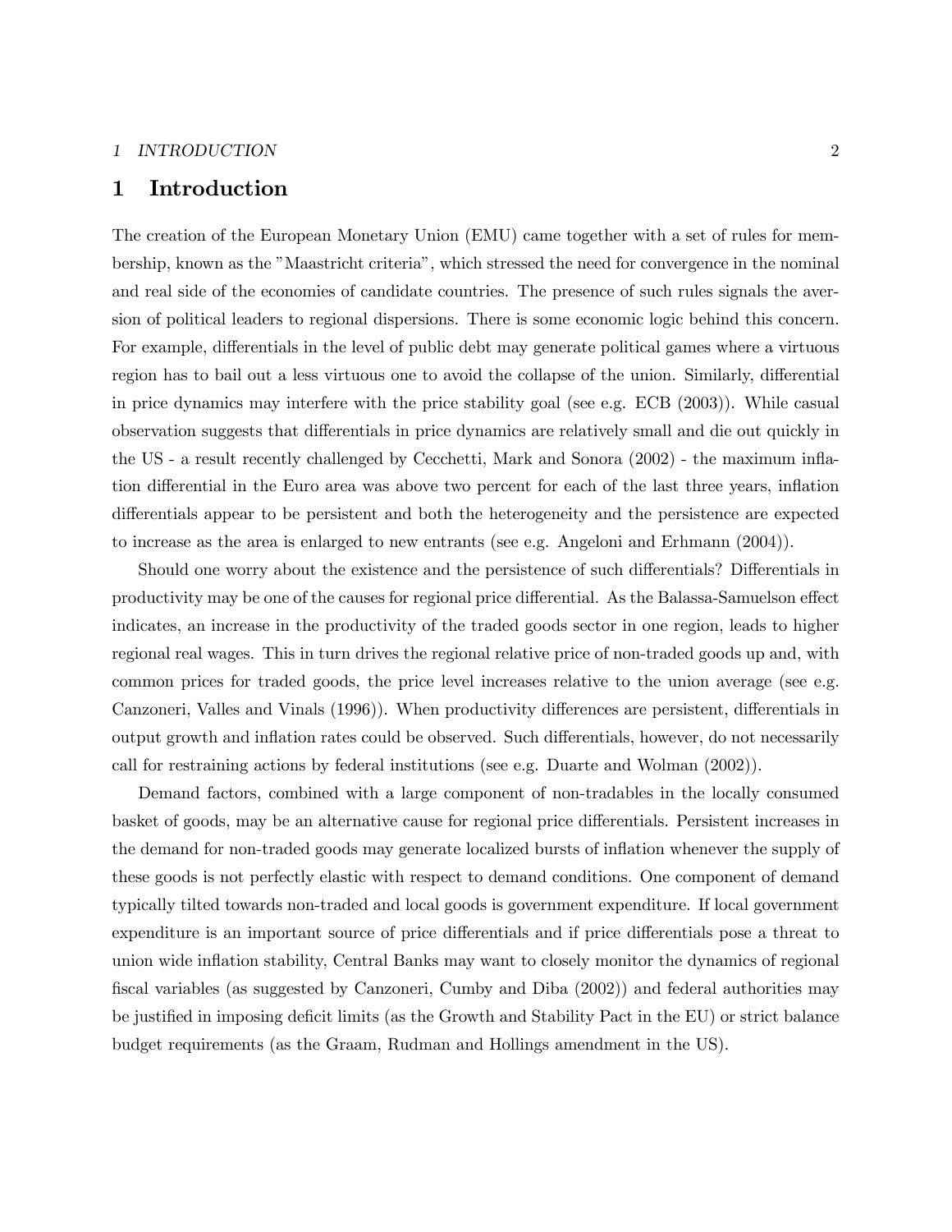# 1 Introduction

The creation of the European Monetary Union (EMU) came together with a set of rules for membership, known as the "Maastricht criteria", which stressed the need for convergence in the nominal and real side of the economies of candidate countries. The presence of such rules signals the aversion of political leaders to regional dispersions. There is some economic logic behind this concern. For example, differentials in the level of public debt may generate political games where a virtuous region has to bail out a less virtuous one to avoid the collapse of the union. Similarly, differential in price dynamics may interfere with the price stability goal (see e.g. ECB (2003)). While casual observation suggests that differentials in price dynamics are relatively small and die out quickly in the US - a result recently challenged by Cecchetti, Mark and Sonora (2002) - the maximum inflation differential in the Euro area was above two percent for each of the last three years, inflation differentials appear to be persistent and both the heterogeneity and the persistence are expected to increase as the area is enlarged to new entrants (see e.g. Angeloni and Erhmann (2004)).

Should one worry about the existence and the persistence of such differentials? Differentials in productivity may be one of the causes for regional price differential. As the Balassa-Samuelson effect indicates, an increase in the productivity of the traded goods sector in one region, leads to higher regional real wages. This in turn drives the regional relative price of non-traded goods up and, with common prices for traded goods, the price level increases relative to the union average (see e.g. Canzoneri, Valles and Vinals (1996)). When productivity differences are persistent, differentials in output growth and inflation rates could be observed. Such differentials, however, do not necessarily call for restraining actions by federal institutions (see e.g. Duarte and Wolman (2002)).

Demand factors, combined with a large component of non-tradables in the locally consumed basket of goods, may be an alternative cause for regional price differentials. Persistent increases in the demand for non-traded goods may generate localized bursts of inflation whenever the supply of these goods is not perfectly elastic with respect to demand conditions. One component of demand typically tilted towards non-traded and local goods is government expenditure. If local government expenditure is an important source of price differentials and if price differentials pose a threat to union wide inflation stability, Central Banks may want to closely monitor the dynamics of regional fiscal variables (as suggested by Canzoneri, Cumby and Diba (2002)) and federal authorities may be justified in imposing deficit limits (as the Growth and Stability Pact in the EU) or strict balance budget requirements (as the Graam, Rudman and Hollings amendment in the US).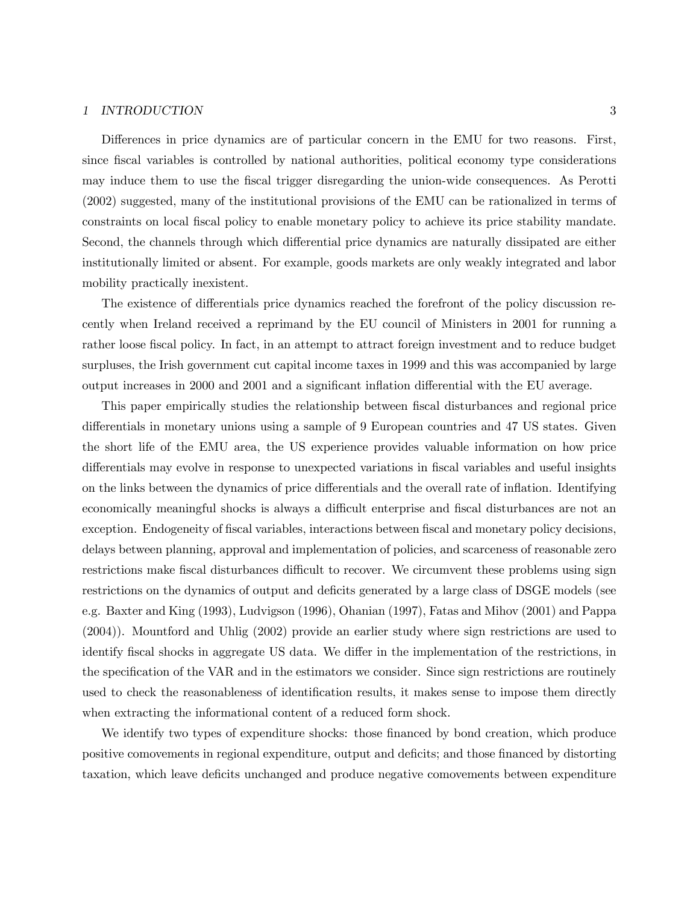Differences in price dynamics are of particular concern in the EMU for two reasons. First, since fiscal variables is controlled by national authorities, political economy type considerations may induce them to use the fiscal trigger disregarding the union-wide consequences. As Perotti (2002) suggested, many of the institutional provisions of the EMU can be rationalized in terms of constraints on local fiscal policy to enable monetary policy to achieve its price stability mandate. Second, the channels through which differential price dynamics are naturally dissipated are either institutionally limited or absent. For example, goods markets are only weakly integrated and labor mobility practically inexistent.

The existence of differentials price dynamics reached the forefront of the policy discussion recently when Ireland received a reprimand by the EU council of Ministers in 2001 for running a rather loose fiscal policy. In fact, in an attempt to attract foreign investment and to reduce budget surpluses, the Irish government cut capital income taxes in 1999 and this was accompanied by large output increases in 2000 and 2001 and a significant inflation differential with the EU average.

This paper empirically studies the relationship between fiscal disturbances and regional price differentials in monetary unions using a sample of 9 European countries and 47 US states. Given the short life of the EMU area, the US experience provides valuable information on how price differentials may evolve in response to unexpected variations in fiscal variables and useful insights on the links between the dynamics of price differentials and the overall rate of inflation. Identifying economically meaningful shocks is always a difficult enterprise and fiscal disturbances are not an exception. Endogeneity of fiscal variables, interactions between fiscal and monetary policy decisions, delays between planning, approval and implementation of policies, and scarceness of reasonable zero restrictions make fiscal disturbances difficult to recover. We circumvent these problems using sign restrictions on the dynamics of output and deficits generated by a large class of DSGE models (see e.g. Baxter and King (1993), Ludvigson (1996), Ohanian (1997), Fatas and Mihov (2001) and Pappa (2004)). Mountford and Uhlig (2002) provide an earlier study where sign restrictions are used to identify fiscal shocks in aggregate US data. We differ in the implementation of the restrictions, in the specification of the VAR and in the estimators we consider. Since sign restrictions are routinely used to check the reasonableness of identification results, it makes sense to impose them directly when extracting the informational content of a reduced form shock.

We identify two types of expenditure shocks: those financed by bond creation, which produce positive comovements in regional expenditure, output and deficits; and those financed by distorting taxation, which leave deficits unchanged and produce negative comovements between expenditure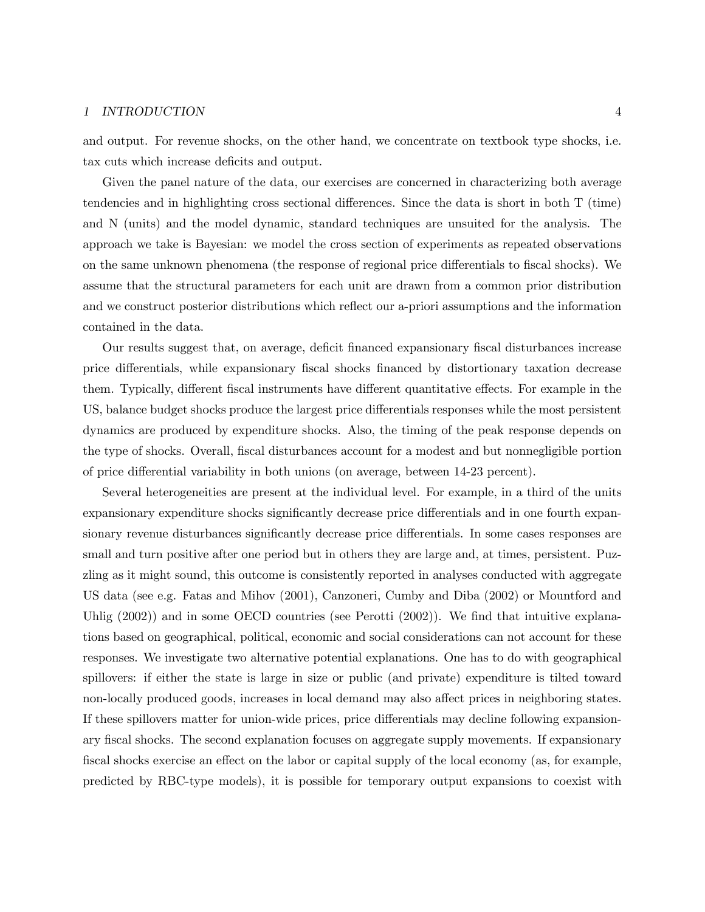and output. For revenue shocks, on the other hand, we concentrate on textbook type shocks, i.e. tax cuts which increase deficits and output.

Given the panel nature of the data, our exercises are concerned in characterizing both average tendencies and in highlighting cross sectional differences. Since the data is short in both T (time) and N (units) and the model dynamic, standard techniques are unsuited for the analysis. The approach we take is Bayesian: we model the cross section of experiments as repeated observations on the same unknown phenomena (the response of regional price differentials to fiscal shocks). We assume that the structural parameters for each unit are drawn from a common prior distribution and we construct posterior distributions which reflect our a-priori assumptions and the information contained in the data.

Our results suggest that, on average, deficit financed expansionary fiscal disturbances increase price differentials, while expansionary fiscal shocks financed by distortionary taxation decrease them. Typically, different fiscal instruments have different quantitative effects. For example in the US, balance budget shocks produce the largest price differentials responses while the most persistent dynamics are produced by expenditure shocks. Also, the timing of the peak response depends on the type of shocks. Overall, fiscal disturbances account for a modest and but nonnegligible portion of price differential variability in both unions (on average, between 14-23 percent).

Several heterogeneities are present at the individual level. For example, in a third of the units expansionary expenditure shocks significantly decrease price differentials and in one fourth expansionary revenue disturbances significantly decrease price differentials. In some cases responses are small and turn positive after one period but in others they are large and, at times, persistent. Puzzling as it might sound, this outcome is consistently reported in analyses conducted with aggregate US data (see e.g. Fatas and Mihov (2001), Canzoneri, Cumby and Diba (2002) or Mountford and Uhlig (2002)) and in some OECD countries (see Perotti (2002)). We find that intuitive explanations based on geographical, political, economic and social considerations can not account for these responses. We investigate two alternative potential explanations. One has to do with geographical spillovers: if either the state is large in size or public (and private) expenditure is tilted toward non-locally produced goods, increases in local demand may also affect prices in neighboring states. If these spillovers matter for union-wide prices, price differentials may decline following expansionary fiscal shocks. The second explanation focuses on aggregate supply movements. If expansionary fiscal shocks exercise an effect on the labor or capital supply of the local economy (as, for example, predicted by RBC-type models), it is possible for temporary output expansions to coexist with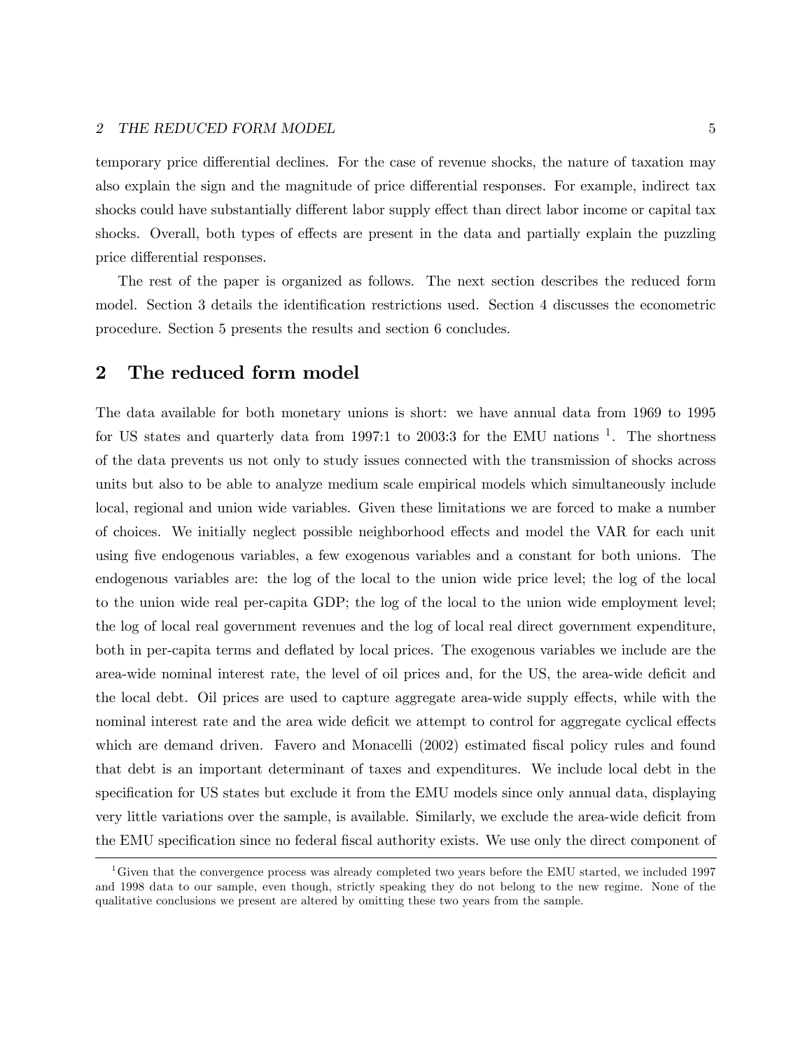temporary price differential declines. For the case of revenue shocks, the nature of taxation may also explain the sign and the magnitude of price differential responses. For example, indirect tax shocks could have substantially different labor supply effect than direct labor income or capital tax shocks. Overall, both types of effects are present in the data and partially explain the puzzling price differential responses.

The rest of the paper is organized as follows. The next section describes the reduced form model. Section 3 details the identification restrictions used. Section 4 discusses the econometric procedure. Section 5 presents the results and section 6 concludes.

## 2 The reduced form model

The data available for both monetary unions is short: we have annual data from 1969 to 1995 for US states and quarterly data from 1997:1 to 2003:3 for the EMU nations [1]. The shortness of the data prevents us not only to study issues connected with the transmission of shocks across units but also to be able to analyze medium scale empirical models which simultaneously include local, regional and union wide variables. Given these limitations we are forced to make a number of choices. We initially neglect possible neighborhood effects and model the VAR for each unit using five endogenous variables, a few exogenous variables and a constant for both unions. The endogenous variables are: the log of the local to the union wide price level; the log of the local to the union wide real per-capita GDP; the log of the local to the union wide employment level; the log of local real government revenues and the log of local real direct government expenditure, both in per-capita terms and deflated by local prices. The exogenous variables we include are the area-wide nominal interest rate, the level of oil prices and, for the US, the area-wide deficit and the local debt. Oil prices are used to capture aggregate area-wide supply effects, while with the nominal interest rate and the area wide deficit we attempt to control for aggregate cyclical effects which are demand driven. Favero and Monacelli (2002) estimated fiscal policy rules and found that debt is an important determinant of taxes and expenditures. We include local debt in the specification for US states but exclude it from the EMU models since only annual data, displaying very little variations over the sample, is available. Similarly, we exclude the area-wide deficit from the EMU specification since no federal fiscal authority exists. We use only the direct component of

[1] Given that the convergence process was already completed two years before the EMU started, we included 1997 and 1998 data to our sample, even though, strictly speaking they do not belong to the new regime. None of the qualitative conclusions we present are altered by omitting these two years from the sample.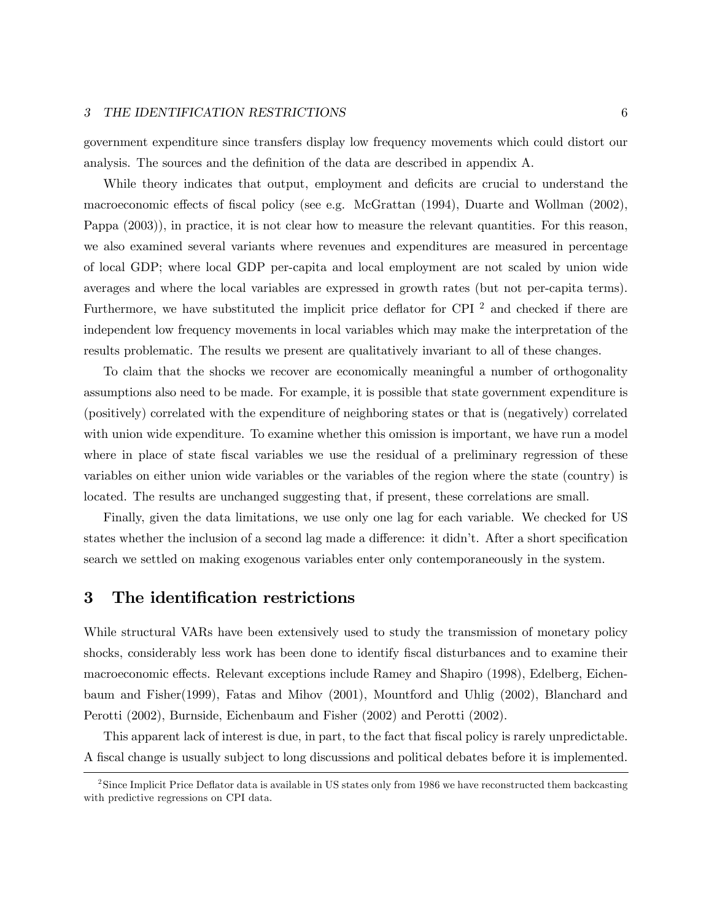government expenditure since transfers display low frequency movements which could distort our analysis. The sources and the definition of the data are described in appendix A.

While theory indicates that output, employment and deficits are crucial to understand the macroeconomic effects of fiscal policy (see e.g. McGrattan (1994), Duarte and Wollman (2002), Pappa (2003)), in practice, it is not clear how to measure the relevant quantities. For this reason, we also examined several variants where revenues and expenditures are measured in percentage of local GDP; where local GDP per-capita and local employment are not scaled by union wide averages and where the local variables are expressed in growth rates (but not per-capita terms). Furthermore, we have substituted the implicit price deflator for CPI [2] and checked if there are independent low frequency movements in local variables which may make the interpretation of the results problematic. The results we present are qualitatively invariant to all of these changes.

To claim that the shocks we recover are economically meaningful a number of orthogonality assumptions also need to be made. For example, it is possible that state government expenditure is (positively) correlated with the expenditure of neighboring states or that is (negatively) correlated with union wide expenditure. To examine whether this omission is important, we have run a model where in place of state fiscal variables we use the residual of a preliminary regression of these variables on either union wide variables or the variables of the region where the state (country) is located. The results are unchanged suggesting that, if present, these correlations are small.

Finally, given the data limitations, we use only one lag for each variable. We checked for US states whether the inclusion of a second lag made a difference: it didn't. After a short specification search we settled on making exogenous variables enter only contemporaneously in the system.

## 3 The identification restrictions

While structural VARs have been extensively used to study the transmission of monetary policy shocks, considerably less work has been done to identify fiscal disturbances and to examine their macroeconomic effects. Relevant exceptions include Ramey and Shapiro (1998), Edelberg, Eichenbaum and Fisher(1999), Fatas and Mihov (2001), Mountford and Uhlig (2002), Blanchard and Perotti (2002), Burnside, Eichenbaum and Fisher (2002) and Perotti (2002).

This apparent lack of interest is due, in part, to the fact that fiscal policy is rarely unpredictable. A fiscal change is usually subject to long discussions and political debates before it is implemented.

[2] Since Implicit Price Deflator data is available in US states only from 1986 we have reconstructed them backcasting with predictive regressions on CPI data.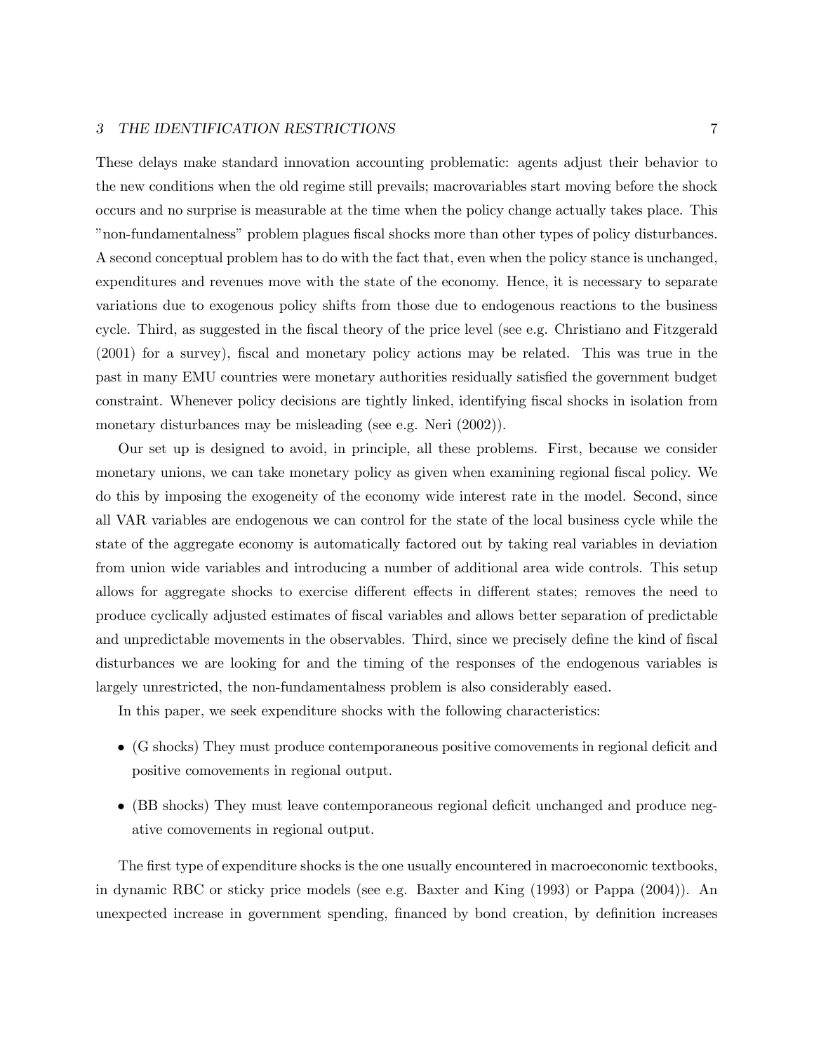These delays make standard innovation accounting problematic: agents adjust their behavior to the new conditions when the old regime still prevails; macrovariables start moving before the shock occurs and no surprise is measurable at the time when the policy change actually takes place. This "non-fundamentalness" problem plagues fiscal shocks more than other types of policy disturbances. A second conceptual problem has to do with the fact that, even when the policy stance is unchanged, expenditures and revenues move with the state of the economy. Hence, it is necessary to separate variations due to exogenous policy shifts from those due to endogenous reactions to the business cycle. Third, as suggested in the fiscal theory of the price level (see e.g. Christiano and Fitzgerald (2001) for a survey), fiscal and monetary policy actions may be related. This was true in the past in many EMU countries were monetary authorities residually satisfied the government budget constraint. Whenever policy decisions are tightly linked, identifying fiscal shocks in isolation from monetary disturbances may be misleading (see e.g. Neri (2002)).

Our set up is designed to avoid, in principle, all these problems. First, because we consider monetary unions, we can take monetary policy as given when examining regional fiscal policy. We do this by imposing the exogeneity of the economy wide interest rate in the model. Second, since all VAR variables are endogenous we can control for the state of the local business cycle while the state of the aggregate economy is automatically factored out by taking real variables in deviation from union wide variables and introducing a number of additional area wide controls. This setup allows for aggregate shocks to exercise different effects in different states; removes the need to produce cyclically adjusted estimates of fiscal variables and allows better separation of predictable and unpredictable movements in the observables. Third, since we precisely define the kind of fiscal disturbances we are looking for and the timing of the responses of the endogenous variables is largely unrestricted, the non-fundamentalness problem is also considerably eased.

In this paper, we seek expenditure shocks with the following characteristics:

- (G shocks) They must produce contemporaneous positive comovements in regional deficit and positive comovements in regional output.
- (BB shocks) They must leave contemporaneous regional deficit unchanged and produce negative comovements in regional output.

The first type of expenditure shocks is the one usually encountered in macroeconomic textbooks, in dynamic RBC or sticky price models (see e.g. Baxter and King (1993) or Pappa (2004)). An unexpected increase in government spending, financed by bond creation, by definition increases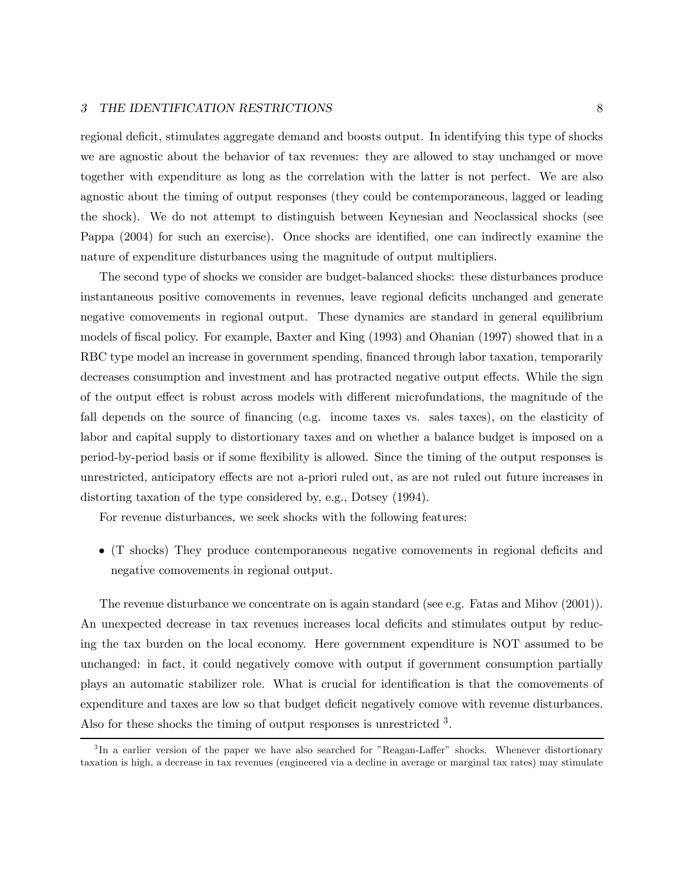regional deficit, stimulates aggregate demand and boosts output. In identifying this type of shocks we are agnostic about the behavior of tax revenues: they are allowed to stay unchanged or move together with expenditure as long as the correlation with the latter is not perfect. We are also agnostic about the timing of output responses (they could be contemporaneous, lagged or leading the shock). We do not attempt to distinguish between Keynesian and Neoclassical shocks (see Pappa (2004) for such an exercise). Once shocks are identified, one can indirectly examine the nature of expenditure disturbances using the magnitude of output multipliers.

The second type of shocks we consider are budget-balanced shocks: these disturbances produce instantaneous positive comovements in revenues, leave regional deficits unchanged and generate negative comovements in regional output. These dynamics are standard in general equilibrium models of fiscal policy. For example, Baxter and King (1993) and Ohanian (1997) showed that in a RBC type model an increase in government spending, financed through labor taxation, temporarily decreases consumption and investment and has protracted negative output effects. While the sign of the output effect is robust across models with different microfundations, the magnitude of the fall depends on the source of financing (e.g. income taxes vs. sales taxes), on the elasticity of labor and capital supply to distortionary taxes and on whether a balance budget is imposed on a period-by-period basis or if some flexibility is allowed. Since the timing of the output responses is unrestricted, anticipatory effects are not a-priori ruled out, as are not ruled out future increases in distorting taxation of the type considered by, e.g., Dotsey (1994).

For revenue disturbances, we seek shocks with the following features:

- (T shocks) They produce contemporaneous negative comovements in regional deficits and negative comovements in regional output.

The revenue disturbance we concentrate on is again standard (see e.g. Fatas and Mihov (2001)). An unexpected decrease in tax revenues increases local deficits and stimulates output by reducing the tax burden on the local economy. Here government expenditure is NOT assumed to be unchanged: in fact, it could negatively comove with output if government consumption partially plays an automatic stabilizer role. What is crucial for identification is that the comovements of expenditure and taxes are low so that budget deficit negatively comove with revenue disturbances. Also for these shocks the timing of output responses is unrestricted [3].

[3] In a earlier version of the paper we have also searched for "Reagan-Laffer" shocks. Whenever distortionary taxation is high, a decrease in tax revenues (engineered via a decline in average or marginal tax rates) may stimulate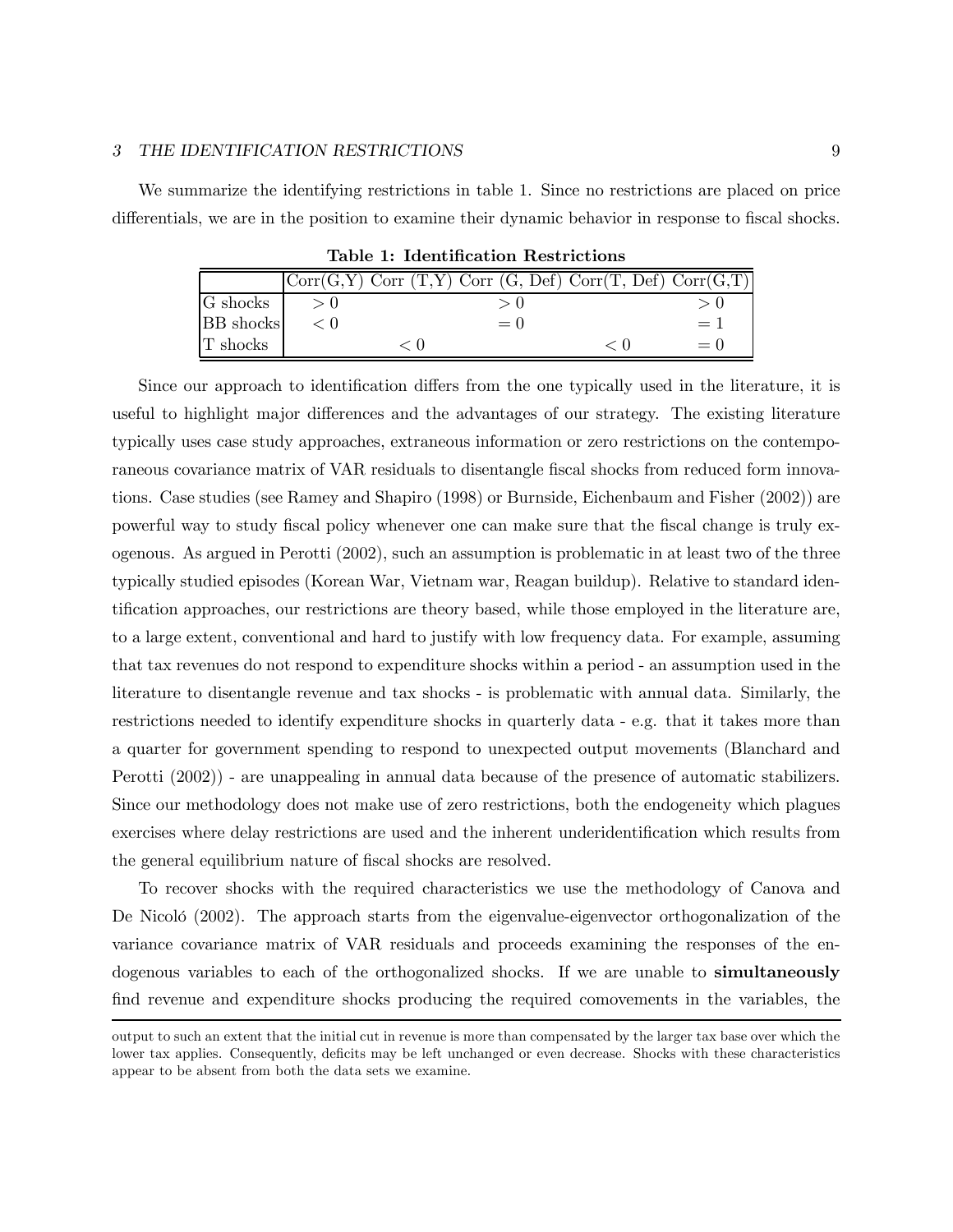We summarize the identifying restrictions in table 1. Since no restrictions are placed on price differentials, we are in the position to examine their dynamic behavior in response to fiscal shocks.

**Table 1: Identification Restrictions**

| | Corr(G,Y) | Corr (T,Y) | Corr (G, Def) | Corr(T, Def) | Corr(G,T) |
|---|---|---|---|---|---|
| G shocks | $> 0$ | | $> 0$ | | $> 0$ |
| BB shocks | $< 0$ | | $= 0$ | | $= 1$ |
| T shocks | | $< 0$ | | $< 0$ | $= 0$ |

Since our approach to identification differs from the one typically used in the literature, it is useful to highlight major differences and the advantages of our strategy. The existing literature typically uses case study approaches, extraneous information or zero restrictions on the contemporaneous covariance matrix of VAR residuals to disentangle fiscal shocks from reduced form innovations. Case studies (see Ramey and Shapiro (1998) or Burnside, Eichenbaum and Fisher (2002)) are powerful way to study fiscal policy whenever one can make sure that the fiscal change is truly exogenous. As argued in Perotti (2002), such an assumption is problematic in at least two of the three typically studied episodes (Korean War, Vietnam war, Reagan buildup). Relative to standard identification approaches, our restrictions are theory based, while those employed in the literature are, to a large extent, conventional and hard to justify with low frequency data. For example, assuming that tax revenues do not respond to expenditure shocks within a period - an assumption used in the literature to disentangle revenue and tax shocks - is problematic with annual data. Similarly, the restrictions needed to identify expenditure shocks in quarterly data - e.g. that it takes more than a quarter for government spending to respond to unexpected output movements (Blanchard and Perotti (2002)) - are unappealing in annual data because of the presence of automatic stabilizers. Since our methodology does not make use of zero restrictions, both the endogeneity which plagues exercises where delay restrictions are used and the inherent underidentification which results from the general equilibrium nature of fiscal shocks are resolved.

To recover shocks with the required characteristics we use the methodology of Canova and De Nicoló (2002). The approach starts from the eigenvalue-eigenvector orthogonalization of the variance covariance matrix of VAR residuals and proceeds examining the responses of the endogenous variables to each of the orthogonalized shocks. If we are unable to **simultaneously** find revenue and expenditure shocks producing the required comovements in the variables, the

output to such an extent that the initial cut in revenue is more than compensated by the larger tax base over which the lower tax applies. Consequently, deficits may be left unchanged or even decrease. Shocks with these characteristics appear to be absent from both the data sets we examine.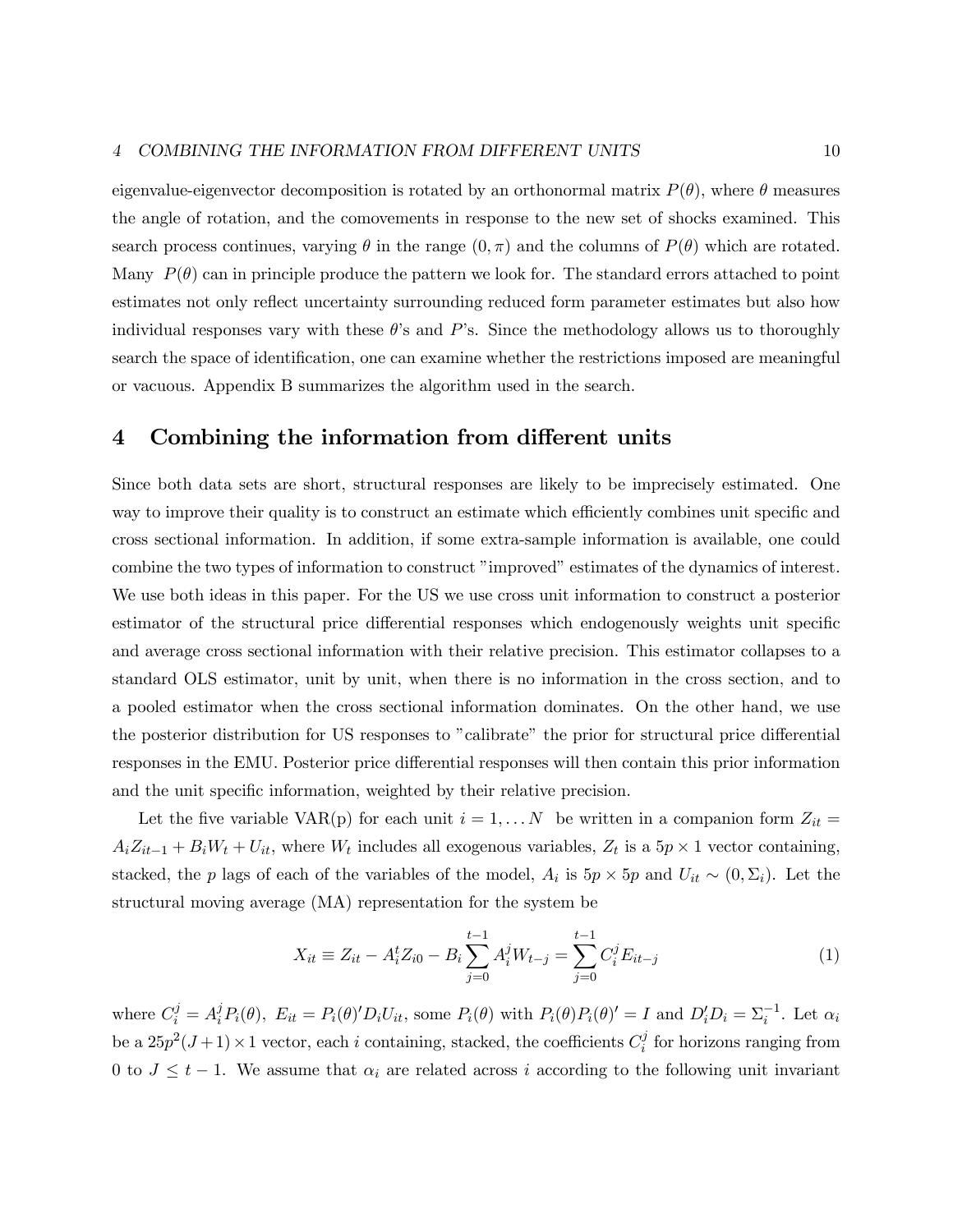eigenvalue-eigenvector decomposition is rotated by an orthonormal matrix $P(\theta)$, where $\theta$ measures the angle of rotation, and the comovements in response to the new set of shocks examined. This search process continues, varying $\theta$ in the range $(0, \pi)$ and the columns of $P(\theta)$ which are rotated. Many $P(\theta)$ can in principle produce the pattern we look for. The standard errors attached to point estimates not only reflect uncertainty surrounding reduced form parameter estimates but also how individual responses vary with these $\theta$'s and $P$'s. Since the methodology allows us to thoroughly search the space of identification, one can examine whether the restrictions imposed are meaningful or vacuous. Appendix B summarizes the algorithm used in the search.

# 4 Combining the information from different units

Since both data sets are short, structural responses are likely to be imprecisely estimated. One way to improve their quality is to construct an estimate which efficiently combines unit specific and cross sectional information. In addition, if some extra-sample information is available, one could combine the two types of information to construct "improved" estimates of the dynamics of interest. We use both ideas in this paper. For the US we use cross unit information to construct a posterior estimator of the structural price differential responses which endogenously weights unit specific and average cross sectional information with their relative precision. This estimator collapses to a standard OLS estimator, unit by unit, when there is no information in the cross section, and to a pooled estimator when the cross sectional information dominates. On the other hand, we use the posterior distribution for US responses to "calibrate" the prior for structural price differential responses in the EMU. Posterior price differential responses will then contain this prior information and the unit specific information, weighted by their relative precision.

Let the five variable VAR(p) for each unit $i = 1, \ldots N$ be written in a companion form $Z_{it} = A_i Z_{it-1} + B_i W_t + U_{it}$, where $W_t$ includes all exogenous variables, $Z_t$ is a $5p \times 1$ vector containing, stacked, the $p$ lags of each of the variables of the model, $A_i$ is $5p \times 5p$ and $U_{it} \sim (0, \Sigma_i)$. Let the structural moving average (MA) representation for the system be

$$X_{it} \equiv Z_{it} - A_i^t Z_{i0} - B_i \sum_{j=0}^{t-1} A_i^j W_{t-j} = \sum_{j=0}^{t-1} C_i^j E_{it-j} \tag{1}$$

where $C_i^j = A_i^j P_i(\theta)$, $E_{it} = P_i(\theta)' D_i U_{it}$, some $P_i(\theta)$ with $P_i(\theta) P_i(\theta)' = I$ and $D_i' D_i = \Sigma_i^{-1}$. Let $\alpha_i$ be a $25p^2(J+1) \times 1$ vector, each $i$ containing, stacked, the coefficients $C_i^j$ for horizons ranging from 0 to $J \leq t-1$. We assume that $\alpha_i$ are related across $i$ according to the following unit invariant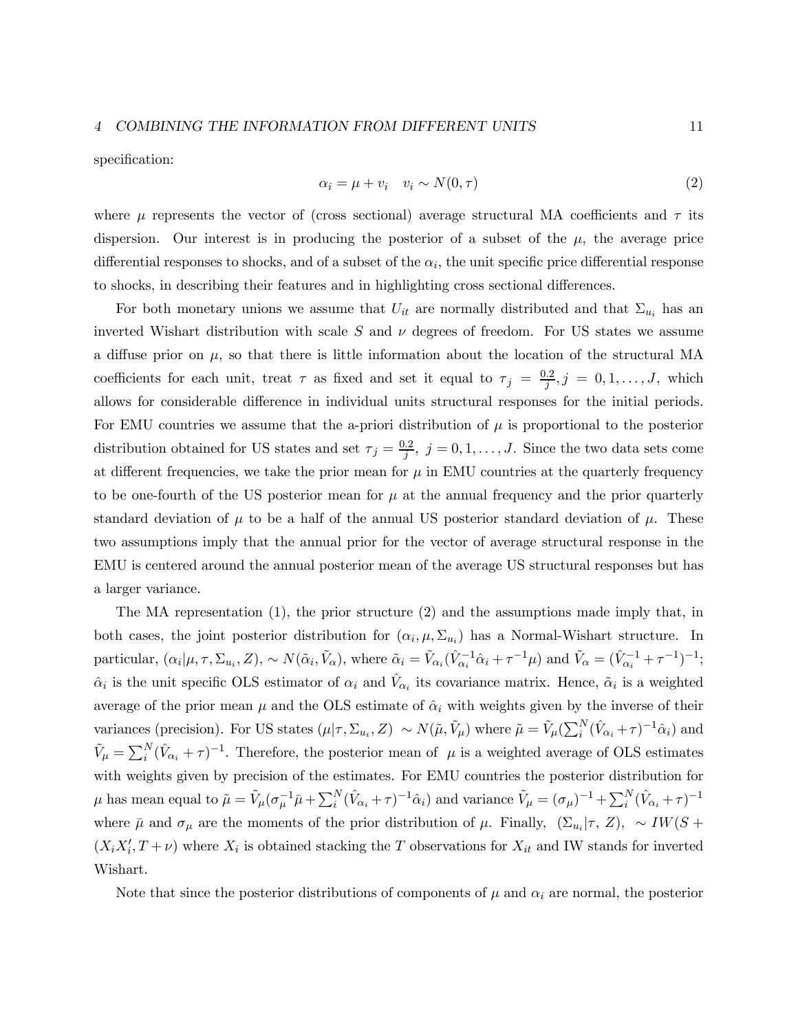specification:

$$\alpha_i = \mu + v_i \quad v_i \sim N(0, \tau) \tag{2}$$

where $\mu$ represents the vector of (cross sectional) average structural MA coefficients and $\tau$ its dispersion. Our interest is in producing the posterior of a subset of the $\mu$, the average price differential responses to shocks, and of a subset of the $\alpha_i$, the unit specific price differential response to shocks, in describing their features and in highlighting cross sectional differences.

For both monetary unions we assume that $U_{it}$ are normally distributed and that $\Sigma_{u_i}$ has an inverted Wishart distribution with scale $S$ and $\nu$ degrees of freedom. For US states we assume a diffuse prior on $\mu$, so that there is little information about the location of the structural MA coefficients for each unit, treat $\tau$ as fixed and set it equal to $\tau_j = \frac{0.2}{j}, j = 0, 1, \ldots, J$, which allows for considerable difference in individual units structural responses for the initial periods. For EMU countries we assume that the a-priori distribution of $\mu$ is proportional to the posterior distribution obtained for US states and set $\tau_j = \frac{0.2}{j},\ j = 0, 1, \ldots, J$. Since the two data sets come at different frequencies, we take the prior mean for $\mu$ in EMU countries at the quarterly frequency to be one-fourth of the US posterior mean for $\mu$ at the annual frequency and the prior quarterly standard deviation of $\mu$ to be a half of the annual US posterior standard deviation of $\mu$. These two assumptions imply that the annual prior for the vector of average structural response in the EMU is centered around the annual posterior mean of the average US structural responses but has a larger variance.

The MA representation (1), the prior structure (2) and the assumptions made imply that, in both cases, the joint posterior distribution for $(\alpha_i, \mu, \Sigma_{u_i})$ has a Normal-Wishart structure. In particular, $(\alpha_i|\mu, \tau, \Sigma_{u_i}, Z), \sim N(\tilde{\alpha}_i, \tilde{V}_\alpha)$, where $\tilde{\alpha}_i = \tilde{V}_{\alpha_i}(\hat{V}_{\alpha_i}^{-1}\hat{\alpha}_i + \tau^{-1}\mu)$ and $\tilde{V}_\alpha = (\hat{V}_{\alpha_i}^{-1} + \tau^{-1})^{-1}$; $\hat{\alpha}_i$ is the unit specific OLS estimator of $\alpha_i$ and $\hat{V}_{\alpha_i}$ its covariance matrix. Hence, $\tilde{\alpha}_i$ is a weighted average of the prior mean $\mu$ and the OLS estimate of $\hat{\alpha}_i$ with weights given by the inverse of their variances (precision). For US states $(\mu|\tau, \Sigma_{u_i}, Z)\ \sim N(\tilde{\mu}, \tilde{V}_\mu)$ where $\tilde{\mu} = \tilde{V}_\mu(\sum_i^N(\hat{V}_{\alpha_i} + \tau)^{-1}\hat{\alpha}_i)$ and $\tilde{V}_\mu = \sum_i^N(\hat{V}_{\alpha_i} + \tau)^{-1}$. Therefore, the posterior mean of $\mu$ is a weighted average of OLS estimates with weights given by precision of the estimates. For EMU countries the posterior distribution for $\mu$ has mean equal to $\tilde{\mu} = \tilde{V}_\mu(\sigma_\mu^{-1}\bar{\mu} + \sum_i^N(\hat{V}_{\alpha_i} + \tau)^{-1}\hat{\alpha}_i)$ and variance $\tilde{V}_\mu = (\sigma_\mu)^{-1} + \sum_i^N(\hat{V}_{\alpha_i} + \tau)^{-1}$ where $\bar{\mu}$ and $\sigma_\mu$ are the moments of the prior distribution of $\mu$. Finally, $(\Sigma_{u_i}|\tau,\ Z),\ \sim IW(S + (X_iX_i', T + \nu)$ where $X_i$ is obtained stacking the $T$ observations for $X_{it}$ and IW stands for inverted Wishart.

Note that since the posterior distributions of components of $\mu$ and $\alpha_i$ are normal, the posterior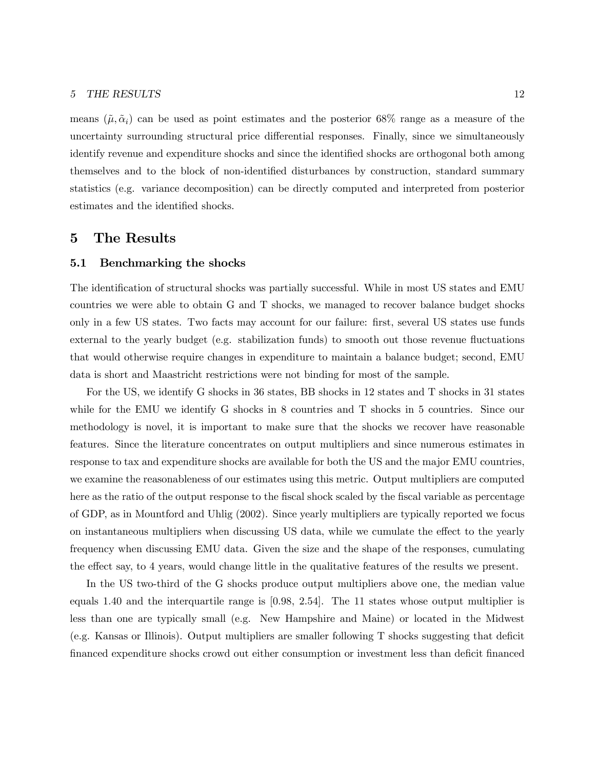means $(\tilde{\mu}, \tilde{\alpha}_i)$ can be used as point estimates and the posterior 68% range as a measure of the uncertainty surrounding structural price differential responses. Finally, since we simultaneously identify revenue and expenditure shocks and since the identified shocks are orthogonal both among themselves and to the block of non-identified disturbances by construction, standard summary statistics (e.g. variance decomposition) can be directly computed and interpreted from posterior estimates and the identified shocks.

# 5 The Results

## 5.1 Benchmarking the shocks

The identification of structural shocks was partially successful. While in most US states and EMU countries we were able to obtain G and T shocks, we managed to recover balance budget shocks only in a few US states. Two facts may account for our failure: first, several US states use funds external to the yearly budget (e.g. stabilization funds) to smooth out those revenue fluctuations that would otherwise require changes in expenditure to maintain a balance budget; second, EMU data is short and Maastricht restrictions were not binding for most of the sample.

For the US, we identify G shocks in 36 states, BB shocks in 12 states and T shocks in 31 states while for the EMU we identify G shocks in 8 countries and T shocks in 5 countries. Since our methodology is novel, it is important to make sure that the shocks we recover have reasonable features. Since the literature concentrates on output multipliers and since numerous estimates in response to tax and expenditure shocks are available for both the US and the major EMU countries, we examine the reasonableness of our estimates using this metric. Output multipliers are computed here as the ratio of the output response to the fiscal shock scaled by the fiscal variable as percentage of GDP, as in Mountford and Uhlig (2002). Since yearly multipliers are typically reported we focus on instantaneous multipliers when discussing US data, while we cumulate the effect to the yearly frequency when discussing EMU data. Given the size and the shape of the responses, cumulating the effect say, to 4 years, would change little in the qualitative features of the results we present.

In the US two-third of the G shocks produce output multipliers above one, the median value equals 1.40 and the interquartile range is [0.98, 2.54]. The 11 states whose output multiplier is less than one are typically small (e.g. New Hampshire and Maine) or located in the Midwest (e.g. Kansas or Illinois). Output multipliers are smaller following T shocks suggesting that deficit financed expenditure shocks crowd out either consumption or investment less than deficit financed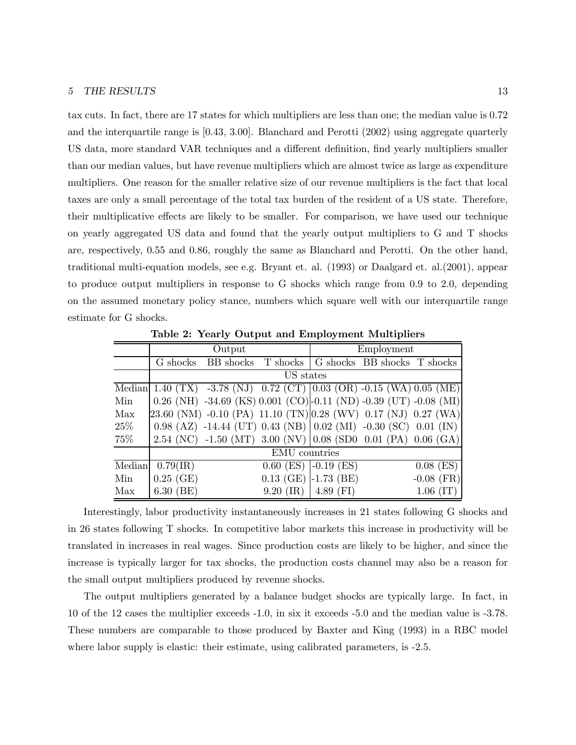tax cuts. In fact, there are 17 states for which multipliers are less than one; the median value is 0.72 and the interquartile range is [0.43, 3.00]. Blanchard and Perotti (2002) using aggregate quarterly US data, more standard VAR techniques and a different definition, find yearly multipliers smaller than our median values, but have revenue multipliers which are almost twice as large as expenditure multipliers. One reason for the smaller relative size of our revenue multipliers is the fact that local taxes are only a small percentage of the total tax burden of the resident of a US state. Therefore, their multiplicative effects are likely to be smaller. For comparison, we have used our technique on yearly aggregated US data and found that the yearly output multipliers to G and T shocks are, respectively, 0.55 and 0.86, roughly the same as Blanchard and Perotti. On the other hand, traditional multi-equation models, see e.g. Bryant et. al. (1993) or Daalgard et. al.(2001), appear to produce output multipliers in response to G shocks which range from 0.9 to 2.0, depending on the assumed monetary policy stance, numbers which square well with our interquartile range estimate for G shocks.

**Table 2: Yearly Output and Employment Multipliers**

| | Output | | | Employment | | |
|---|---|---|---|---|---|---|
| | G shocks | BB shocks | T shocks | G shocks | BB shocks | T shocks |
| | US states | | | | | |
| Median | 1.40 (TX) | -3.78 (NJ) | 0.72 (CT) | 0.03 (OR) | -0.15 (WA) | 0.05 (ME) |
| Min | 0.26 (NH) | -34.69 (KS) | 0.001 (CO) | -0.11 (ND) | -0.39 (UT) | -0.08 (MI) |
| Max | 23.60 (NM) | -0.10 (PA) | 11.10 (TN) | 0.28 (WV) | 0.17 (NJ) | 0.27 (WA) |
| 25% | 0.98 (AZ) | -14.44 (UT) | 0.43 (NB) | 0.02 (MI) | -0.30 (SC) | 0.01 (IN) |
| 75% | 2.54 (NC) | -1.50 (MT) | 3.00 (NV) | 0.08 (SD0 | 0.01 (PA) | 0.06 (GA) |
| | EMU countries | | | | | |
| Median | 0.79(IR) | | 0.60 (ES) | -0.19 (ES) | | 0.08 (ES) |
| Min | 0.25 (GE) | | 0.13 (GE) | -1.73 (BE) | | -0.08 (FR) |
| Max | 6.30 (BE) | | 9.20 (IR) | 4.89 (FI) | | 1.06 (IT) |

Interestingly, labor productivity instantaneously increases in 21 states following G shocks and in 26 states following T shocks. In competitive labor markets this increase in productivity will be translated in increases in real wages. Since production costs are likely to be higher, and since the increase is typically larger for tax shocks, the production costs channel may also be a reason for the small output multipliers produced by revenue shocks.

The output multipliers generated by a balance budget shocks are typically large. In fact, in 10 of the 12 cases the multiplier exceeds -1.0, in six it exceeds -5.0 and the median value is -3.78. These numbers are comparable to those produced by Baxter and King (1993) in a RBC model where labor supply is elastic: their estimate, using calibrated parameters, is -2.5.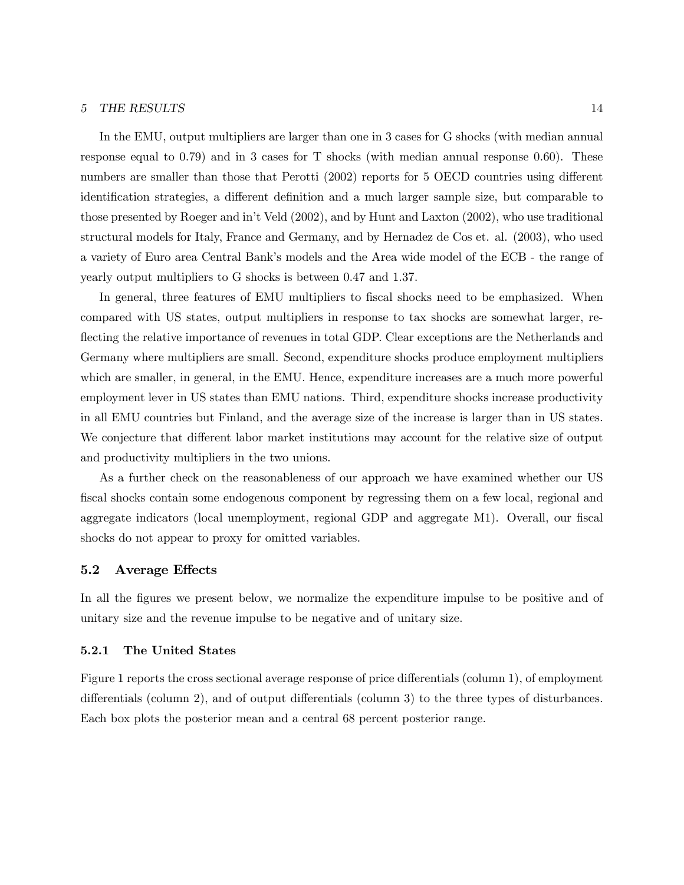In the EMU, output multipliers are larger than one in 3 cases for G shocks (with median annual response equal to 0.79) and in 3 cases for T shocks (with median annual response 0.60). These numbers are smaller than those that Perotti (2002) reports for 5 OECD countries using different identification strategies, a different definition and a much larger sample size, but comparable to those presented by Roeger and in't Veld (2002), and by Hunt and Laxton (2002), who use traditional structural models for Italy, France and Germany, and by Hernadez de Cos et. al. (2003), who used a variety of Euro area Central Bank's models and the Area wide model of the ECB - the range of yearly output multipliers to G shocks is between 0.47 and 1.37.

In general, three features of EMU multipliers to fiscal shocks need to be emphasized. When compared with US states, output multipliers in response to tax shocks are somewhat larger, reflecting the relative importance of revenues in total GDP. Clear exceptions are the Netherlands and Germany where multipliers are small. Second, expenditure shocks produce employment multipliers which are smaller, in general, in the EMU. Hence, expenditure increases are a much more powerful employment lever in US states than EMU nations. Third, expenditure shocks increase productivity in all EMU countries but Finland, and the average size of the increase is larger than in US states. We conjecture that different labor market institutions may account for the relative size of output and productivity multipliers in the two unions.

As a further check on the reasonableness of our approach we have examined whether our US fiscal shocks contain some endogenous component by regressing them on a few local, regional and aggregate indicators (local unemployment, regional GDP and aggregate M1). Overall, our fiscal shocks do not appear to proxy for omitted variables.

## 5.2 Average Effects

In all the figures we present below, we normalize the expenditure impulse to be positive and of unitary size and the revenue impulse to be negative and of unitary size.

### 5.2.1 The United States

Figure 1 reports the cross sectional average response of price differentials (column 1), of employment differentials (column 2), and of output differentials (column 3) to the three types of disturbances. Each box plots the posterior mean and a central 68 percent posterior range.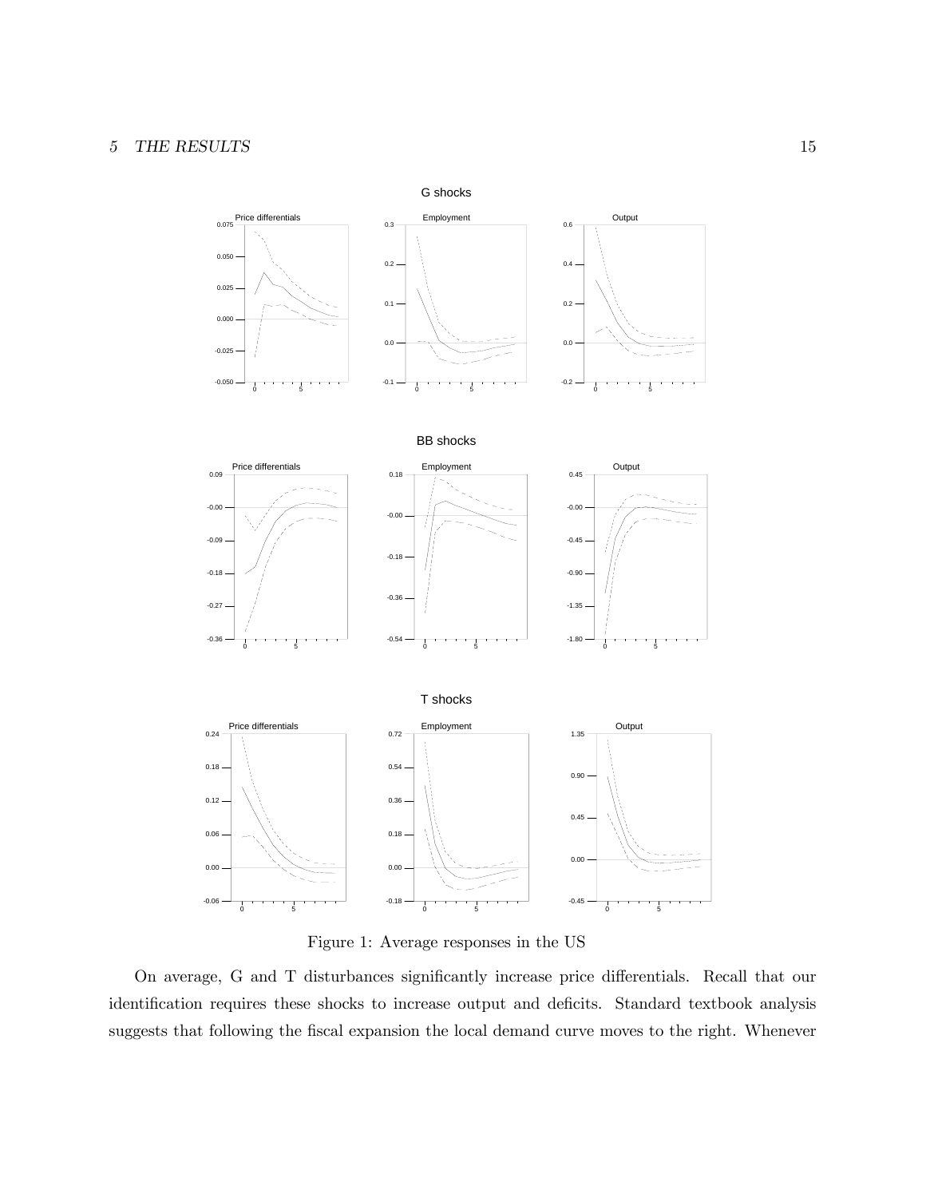Figure 1: Average responses in the US

On average, G and T disturbances significantly increase price differentials. Recall that our identification requires these shocks to increase output and deficits. Standard textbook analysis suggests that following the fiscal expansion the local demand curve moves to the right. Whenever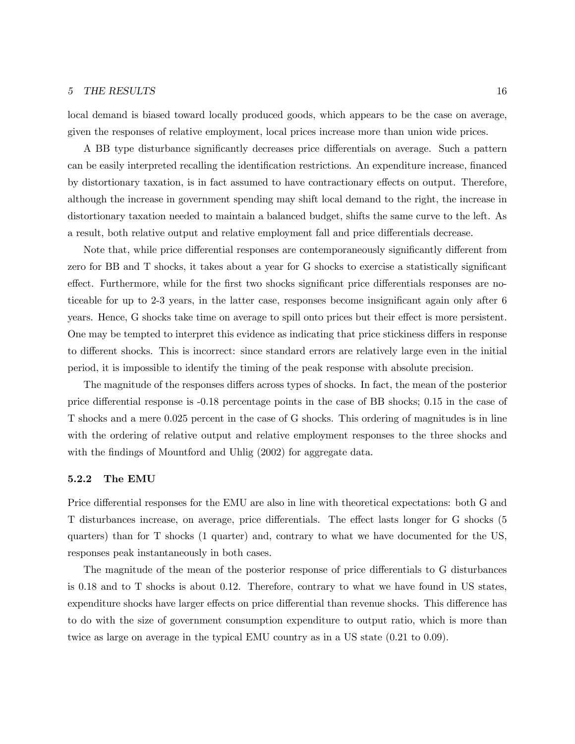local demand is biased toward locally produced goods, which appears to be the case on average, given the responses of relative employment, local prices increase more than union wide prices.

A BB type disturbance significantly decreases price differentials on average. Such a pattern can be easily interpreted recalling the identification restrictions. An expenditure increase, financed by distortionary taxation, is in fact assumed to have contractionary effects on output. Therefore, although the increase in government spending may shift local demand to the right, the increase in distortionary taxation needed to maintain a balanced budget, shifts the same curve to the left. As a result, both relative output and relative employment fall and price differentials decrease.

Note that, while price differential responses are contemporaneously significantly different from zero for BB and T shocks, it takes about a year for G shocks to exercise a statistically significant effect. Furthermore, while for the first two shocks significant price differentials responses are noticeable for up to 2-3 years, in the latter case, responses become insignificant again only after 6 years. Hence, G shocks take time on average to spill onto prices but their effect is more persistent. One may be tempted to interpret this evidence as indicating that price stickiness differs in response to different shocks. This is incorrect: since standard errors are relatively large even in the initial period, it is impossible to identify the timing of the peak response with absolute precision.

The magnitude of the responses differs across types of shocks. In fact, the mean of the posterior price differential response is -0.18 percentage points in the case of BB shocks; 0.15 in the case of T shocks and a mere 0.025 percent in the case of G shocks. This ordering of magnitudes is in line with the ordering of relative output and relative employment responses to the three shocks and with the findings of Mountford and Uhlig (2002) for aggregate data.

### 5.2.2 The EMU

Price differential responses for the EMU are also in line with theoretical expectations: both G and T disturbances increase, on average, price differentials. The effect lasts longer for G shocks (5 quarters) than for T shocks (1 quarter) and, contrary to what we have documented for the US, responses peak instantaneously in both cases.

The magnitude of the mean of the posterior response of price differentials to G disturbances is 0.18 and to T shocks is about 0.12. Therefore, contrary to what we have found in US states, expenditure shocks have larger effects on price differential than revenue shocks. This difference has to do with the size of government consumption expenditure to output ratio, which is more than twice as large on average in the typical EMU country as in a US state (0.21 to 0.09).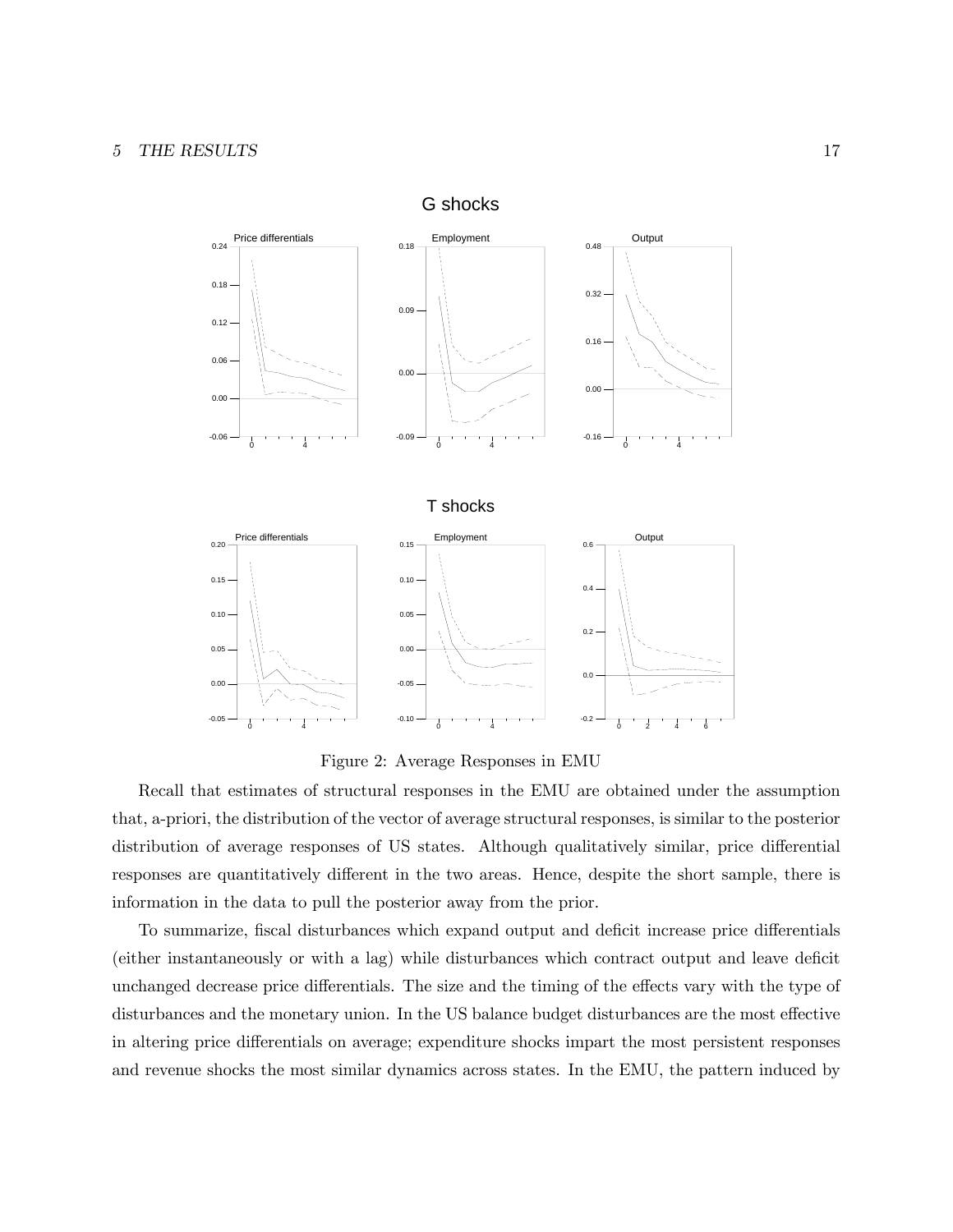Figure 2: Average Responses in EMU

Recall that estimates of structural responses in the EMU are obtained under the assumption that, a-priori, the distribution of the vector of average structural responses, is similar to the posterior distribution of average responses of US states. Although qualitatively similar, price differential responses are quantitatively different in the two areas. Hence, despite the short sample, there is information in the data to pull the posterior away from the prior.

To summarize, fiscal disturbances which expand output and deficit increase price differentials (either instantaneously or with a lag) while disturbances which contract output and leave deficit unchanged decrease price differentials. The size and the timing of the effects vary with the type of disturbances and the monetary union. In the US balance budget disturbances are the most effective in altering price differentials on average; expenditure shocks impart the most persistent responses and revenue shocks the most similar dynamics across states. In the EMU, the pattern induced by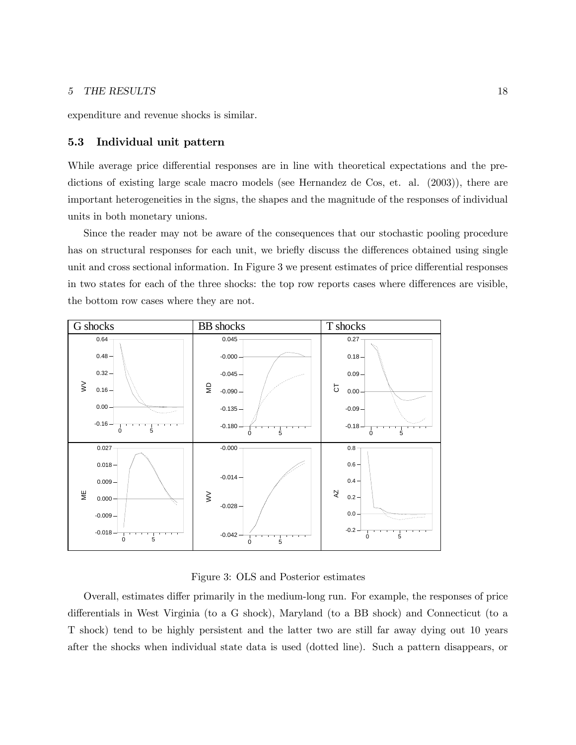expenditure and revenue shocks is similar.

### 5.3 Individual unit pattern

While average price differential responses are in line with theoretical expectations and the predictions of existing large scale macro models (see Hernandez de Cos, et. al. (2003)), there are important heterogeneities in the signs, the shapes and the magnitude of the responses of individual units in both monetary unions.

Since the reader may not be aware of the consequences that our stochastic pooling procedure has on structural responses for each unit, we briefly discuss the differences obtained using single unit and cross sectional information. In Figure 3 we present estimates of price differential responses in two states for each of the three shocks: the top row reports cases where differences are visible, the bottom row cases where they are not.

Figure 3: OLS and Posterior estimates

Overall, estimates differ primarily in the medium-long run. For example, the responses of price differentials in West Virginia (to a G shock), Maryland (to a BB shock) and Connecticut (to a T shock) tend to be highly persistent and the latter two are still far away dying out 10 years after the shocks when individual state data is used (dotted line). Such a pattern disappears, or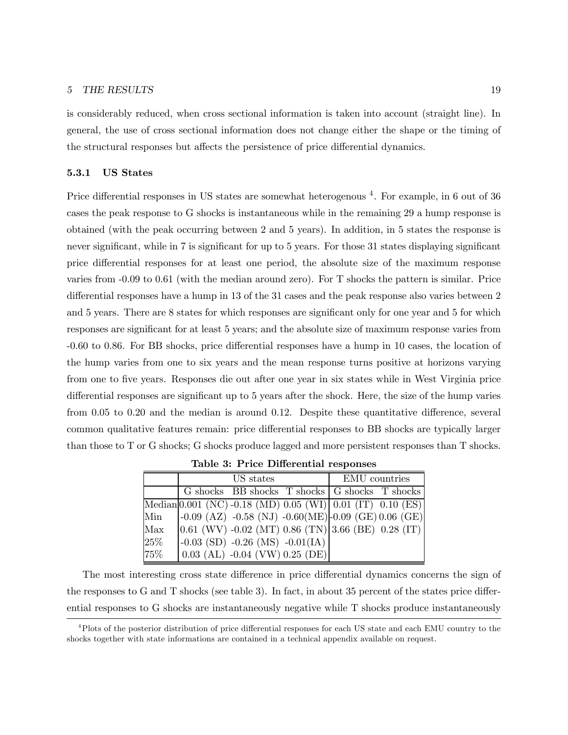is considerably reduced, when cross sectional information is taken into account (straight line). In general, the use of cross sectional information does not change either the shape or the timing of the structural responses but affects the persistence of price differential dynamics.

### 5.3.1 US States

Price differential responses in US states are somewhat heterogenous [4]. For example, in 6 out of 36 cases the peak response to G shocks is instantaneous while in the remaining 29 a hump response is obtained (with the peak occurring between 2 and 5 years). In addition, in 5 states the response is never significant, while in 7 is significant for up to 5 years. For those 31 states displaying significant price differential responses for at least one period, the absolute size of the maximum response varies from -0.09 to 0.61 (with the median around zero). For T shocks the pattern is similar. Price differential responses have a hump in 13 of the 31 cases and the peak response also varies between 2 and 5 years. There are 8 states for which responses are significant only for one year and 5 for which responses are significant for at least 5 years; and the absolute size of maximum response varies from -0.60 to 0.86. For BB shocks, price differential responses have a hump in 10 cases, the location of the hump varies from one to six years and the mean response turns positive at horizons varying from one to five years. Responses die out after one year in six states while in West Virginia price differential responses are significant up to 5 years after the shock. Here, the size of the hump varies from 0.05 to 0.20 and the median is around 0.12. Despite these quantitative difference, several common qualitative features remain: price differential responses to BB shocks are typically larger than those to T or G shocks; G shocks produce lagged and more persistent responses than T shocks.

**Table 3: Price Differential responses**

| | US states | | | EMU countries | |
|---|---|---|---|---|---|
| | G shocks | BB shocks | T shocks | G shocks | T shocks |
| Median | 0.001 (NC) | -0.18 (MD) | 0.05 (WI) | 0.01 (IT) | 0.10 (ES) |
| Min | -0.09 (AZ) | -0.58 (NJ) | -0.60(ME) | -0.09 (GE) | 0.06 (GE) |
| Max | 0.61 (WV) | -0.02 (MT) | 0.86 (TN) | 3.66 (BE) | 0.28 (IT) |
| 25% | -0.03 (SD) | -0.26 (MS) | -0.01(IA) | | |
| 75% | 0.03 (AL) | -0.04 (VW) | 0.25 (DE) | | |

The most interesting cross state difference in price differential dynamics concerns the sign of the responses to G and T shocks (see table 3). In fact, in about 35 percent of the states price differential responses to G shocks are instantaneously negative while T shocks produce instantaneously

[4] Plots of the posterior distribution of price differential responses for each US state and each EMU country to the shocks together with state informations are contained in a technical appendix available on request.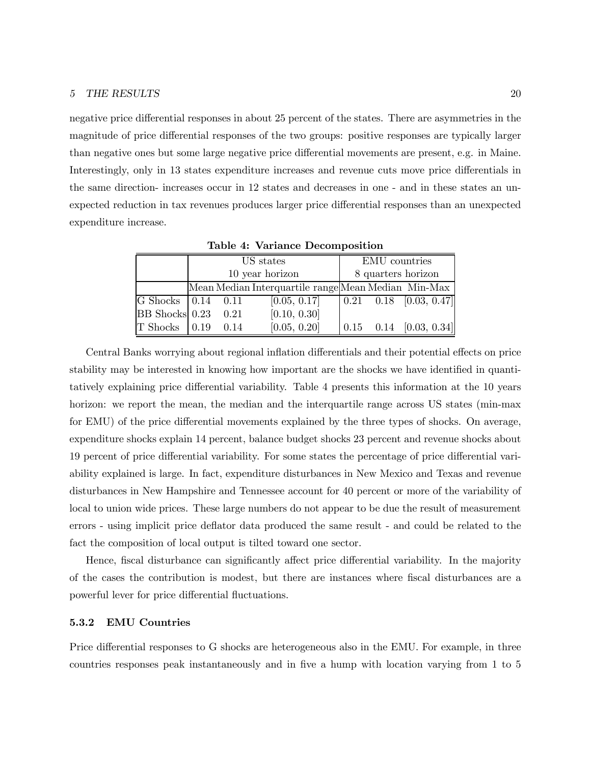negative price differential responses in about 25 percent of the states. There are asymmetries in the magnitude of price differential responses of the two groups: positive responses are typically larger than negative ones but some large negative price differential movements are present, e.g. in Maine. Interestingly, only in 13 states expenditure increases and revenue cuts move price differentials in the same direction- increases occur in 12 states and decreases in one - and in these states an unexpected reduction in tax revenues produces larger price differential responses than an unexpected expenditure increase.

**Table 4: Variance Decomposition**

| | US states | | | EMU countries | | |
|---|---|---|---|---|---|---|
| | 10 year horizon | | | 8 quarters horizon | | |
| | Mean | Median | Interquartile range | Mean | Median | Min-Max |
| G Shocks | 0.14 | 0.11 | [0.05, 0.17] | 0.21 | 0.18 | [0.03, 0.47] |
| BB Shocks | 0.23 | 0.21 | [0.10, 0.30] | | | |
| T Shocks | 0.19 | 0.14 | [0.05, 0.20] | 0.15 | 0.14 | [0.03, 0.34] |

Central Banks worrying about regional inflation differentials and their potential effects on price stability may be interested in knowing how important are the shocks we have identified in quantitatively explaining price differential variability. Table 4 presents this information at the 10 years horizon: we report the mean, the median and the interquartile range across US states (min-max for EMU) of the price differential movements explained by the three types of shocks. On average, expenditure shocks explain 14 percent, balance budget shocks 23 percent and revenue shocks about 19 percent of price differential variability. For some states the percentage of price differential variability explained is large. In fact, expenditure disturbances in New Mexico and Texas and revenue disturbances in New Hampshire and Tennessee account for 40 percent or more of the variability of local to union wide prices. These large numbers do not appear to be due the result of measurement errors - using implicit price deflator data produced the same result - and could be related to the fact the composition of local output is tilted toward one sector.

Hence, fiscal disturbance can significantly affect price differential variability. In the majority of the cases the contribution is modest, but there are instances where fiscal disturbances are a powerful lever for price differential fluctuations.

### 5.3.2 EMU Countries

Price differential responses to G shocks are heterogeneous also in the EMU. For example, in three countries responses peak instantaneously and in five a hump with location varying from 1 to 5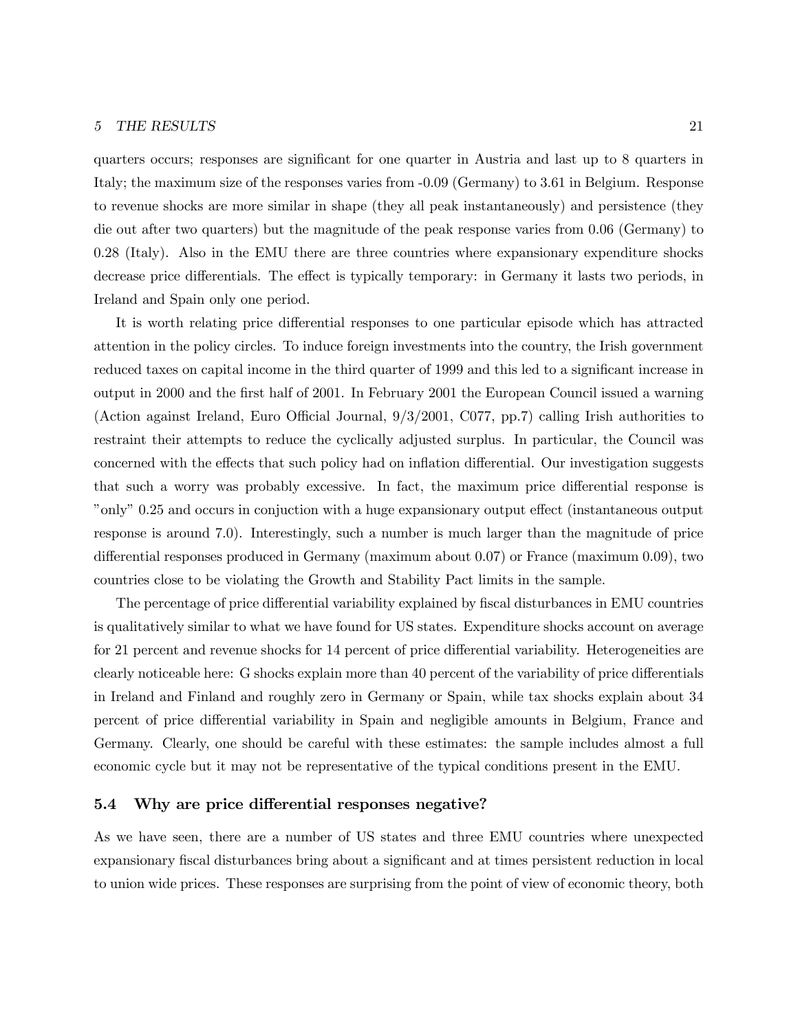quarters occurs; responses are significant for one quarter in Austria and last up to 8 quarters in Italy; the maximum size of the responses varies from -0.09 (Germany) to 3.61 in Belgium. Response to revenue shocks are more similar in shape (they all peak instantaneously) and persistence (they die out after two quarters) but the magnitude of the peak response varies from 0.06 (Germany) to 0.28 (Italy). Also in the EMU there are three countries where expansionary expenditure shocks decrease price differentials. The effect is typically temporary: in Germany it lasts two periods, in Ireland and Spain only one period.

It is worth relating price differential responses to one particular episode which has attracted attention in the policy circles. To induce foreign investments into the country, the Irish government reduced taxes on capital income in the third quarter of 1999 and this led to a significant increase in output in 2000 and the first half of 2001. In February 2001 the European Council issued a warning (Action against Ireland, Euro Official Journal, 9/3/2001, C077, pp.7) calling Irish authorities to restraint their attempts to reduce the cyclically adjusted surplus. In particular, the Council was concerned with the effects that such policy had on inflation differential. Our investigation suggests that such a worry was probably excessive. In fact, the maximum price differential response is "only" 0.25 and occurs in conjuction with a huge expansionary output effect (instantaneous output response is around 7.0). Interestingly, such a number is much larger than the magnitude of price differential responses produced in Germany (maximum about 0.07) or France (maximum 0.09), two countries close to be violating the Growth and Stability Pact limits in the sample.

The percentage of price differential variability explained by fiscal disturbances in EMU countries is qualitatively similar to what we have found for US states. Expenditure shocks account on average for 21 percent and revenue shocks for 14 percent of price differential variability. Heterogeneities are clearly noticeable here: G shocks explain more than 40 percent of the variability of price differentials in Ireland and Finland and roughly zero in Germany or Spain, while tax shocks explain about 34 percent of price differential variability in Spain and negligible amounts in Belgium, France and Germany. Clearly, one should be careful with these estimates: the sample includes almost a full economic cycle but it may not be representative of the typical conditions present in the EMU.

### 5.4 Why are price differential responses negative?

As we have seen, there are a number of US states and three EMU countries where unexpected expansionary fiscal disturbances bring about a significant and at times persistent reduction in local to union wide prices. These responses are surprising from the point of view of economic theory, both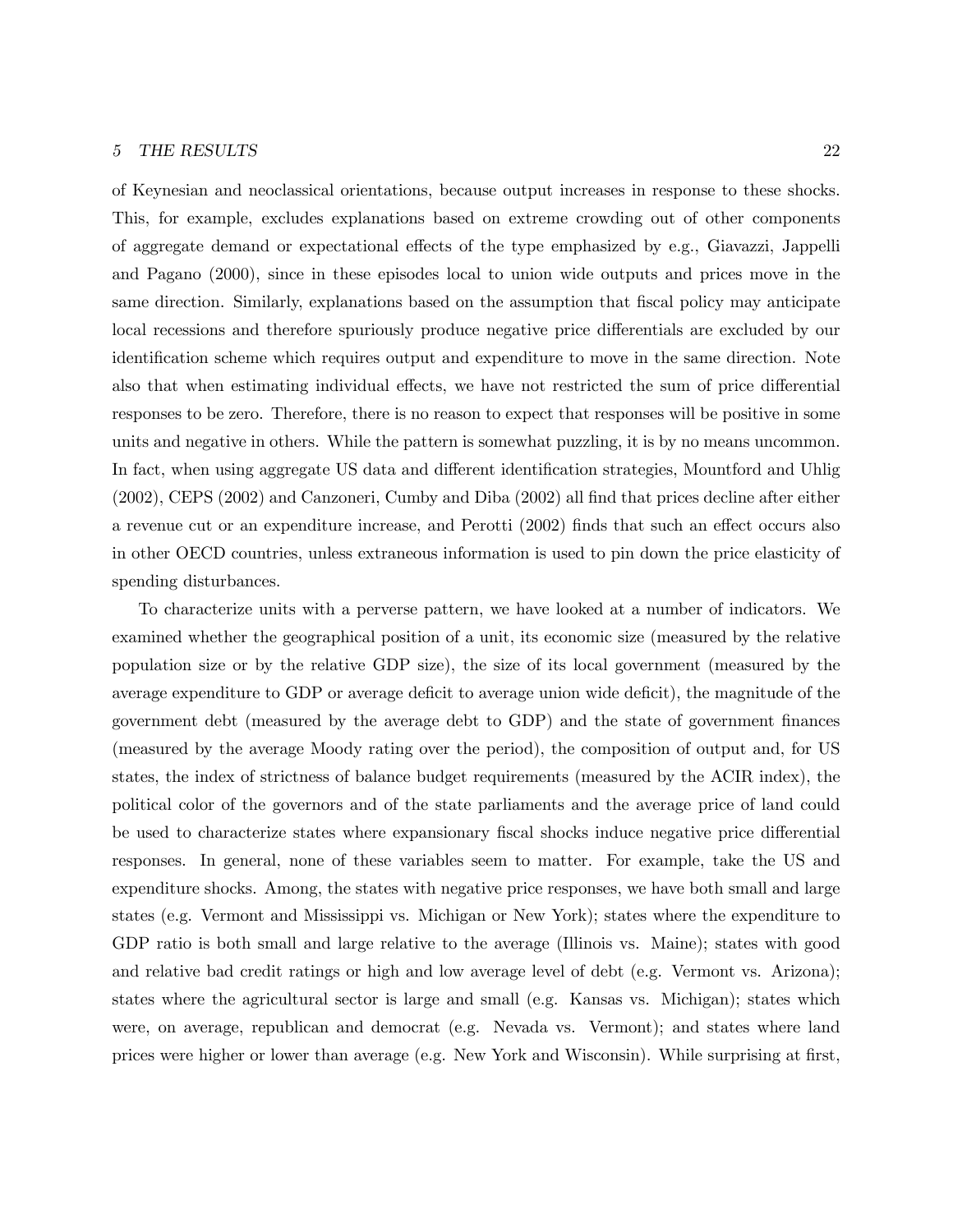of Keynesian and neoclassical orientations, because output increases in response to these shocks. This, for example, excludes explanations based on extreme crowding out of other components of aggregate demand or expectational effects of the type emphasized by e.g., Giavazzi, Jappelli and Pagano (2000), since in these episodes local to union wide outputs and prices move in the same direction. Similarly, explanations based on the assumption that fiscal policy may anticipate local recessions and therefore spuriously produce negative price differentials are excluded by our identification scheme which requires output and expenditure to move in the same direction. Note also that when estimating individual effects, we have not restricted the sum of price differential responses to be zero. Therefore, there is no reason to expect that responses will be positive in some units and negative in others. While the pattern is somewhat puzzling, it is by no means uncommon. In fact, when using aggregate US data and different identification strategies, Mountford and Uhlig (2002), CEPS (2002) and Canzoneri, Cumby and Diba (2002) all find that prices decline after either a revenue cut or an expenditure increase, and Perotti (2002) finds that such an effect occurs also in other OECD countries, unless extraneous information is used to pin down the price elasticity of spending disturbances.

To characterize units with a perverse pattern, we have looked at a number of indicators. We examined whether the geographical position of a unit, its economic size (measured by the relative population size or by the relative GDP size), the size of its local government (measured by the average expenditure to GDP or average deficit to average union wide deficit), the magnitude of the government debt (measured by the average debt to GDP) and the state of government finances (measured by the average Moody rating over the period), the composition of output and, for US states, the index of strictness of balance budget requirements (measured by the ACIR index), the political color of the governors and of the state parliaments and the average price of land could be used to characterize states where expansionary fiscal shocks induce negative price differential responses. In general, none of these variables seem to matter. For example, take the US and expenditure shocks. Among, the states with negative price responses, we have both small and large states (e.g. Vermont and Mississippi vs. Michigan or New York); states where the expenditure to GDP ratio is both small and large relative to the average (Illinois vs. Maine); states with good and relative bad credit ratings or high and low average level of debt (e.g. Vermont vs. Arizona); states where the agricultural sector is large and small (e.g. Kansas vs. Michigan); states which were, on average, republican and democrat (e.g. Nevada vs. Vermont); and states where land prices were higher or lower than average (e.g. New York and Wisconsin). While surprising at first,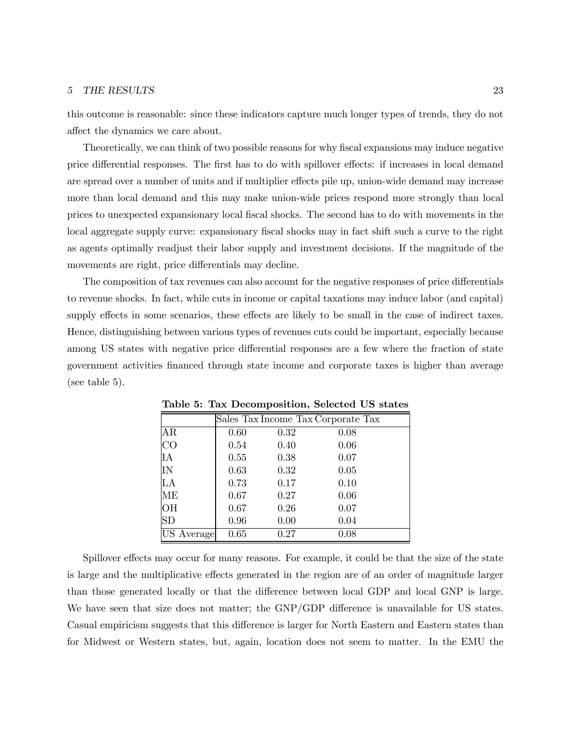this outcome is reasonable: since these indicators capture much longer types of trends, they do not affect the dynamics we care about.

Theoretically, we can think of two possible reasons for why fiscal expansions may induce negative price differential responses. The first has to do with spillover effects: if increases in local demand are spread over a number of units and if multiplier effects pile up, union-wide demand may increase more than local demand and this may make union-wide prices respond more strongly than local prices to unexpected expansionary local fiscal shocks. The second has to do with movements in the local aggregate supply curve: expansionary fiscal shocks may in fact shift such a curve to the right as agents optimally readjust their labor supply and investment decisions. If the magnitude of the movements are right, price differentials may decline.

The composition of tax revenues can also account for the negative responses of price differentials to revenue shocks. In fact, while cuts in income or capital taxations may induce labor (and capital) supply effects in some scenarios, these effects are likely to be small in the case of indirect taxes. Hence, distinguishing between various types of revenues cuts could be important, especially because among US states with negative price differential responses are a few where the fraction of state government activities financed through state income and corporate taxes is higher than average (see table 5).

**Table 5: Tax Decomposition, Selected US states**

| | Sales Tax | Income Tax | Corporate Tax |
|---|---|---|---|
| AR | 0.60 | 0.32 | 0.08 |
| CO | 0.54 | 0.40 | 0.06 |
| IA | 0.55 | 0.38 | 0.07 |
| IN | 0.63 | 0.32 | 0.05 |
| LA | 0.73 | 0.17 | 0.10 |
| ME | 0.67 | 0.27 | 0.06 |
| OH | 0.67 | 0.26 | 0.07 |
| SD | 0.96 | 0.00 | 0.04 |
| US Average | 0.65 | 0.27 | 0.08 |

Spillover effects may occur for many reasons. For example, it could be that the size of the state is large and the multiplicative effects generated in the region are of an order of magnitude larger than those generated locally or that the difference between local GDP and local GNP is large. We have seen that size does not matter; the GNP/GDP difference is unavailable for US states. Casual empiricism suggests that this difference is larger for North Eastern and Eastern states than for Midwest or Western states, but, again, location does not seem to matter. In the EMU the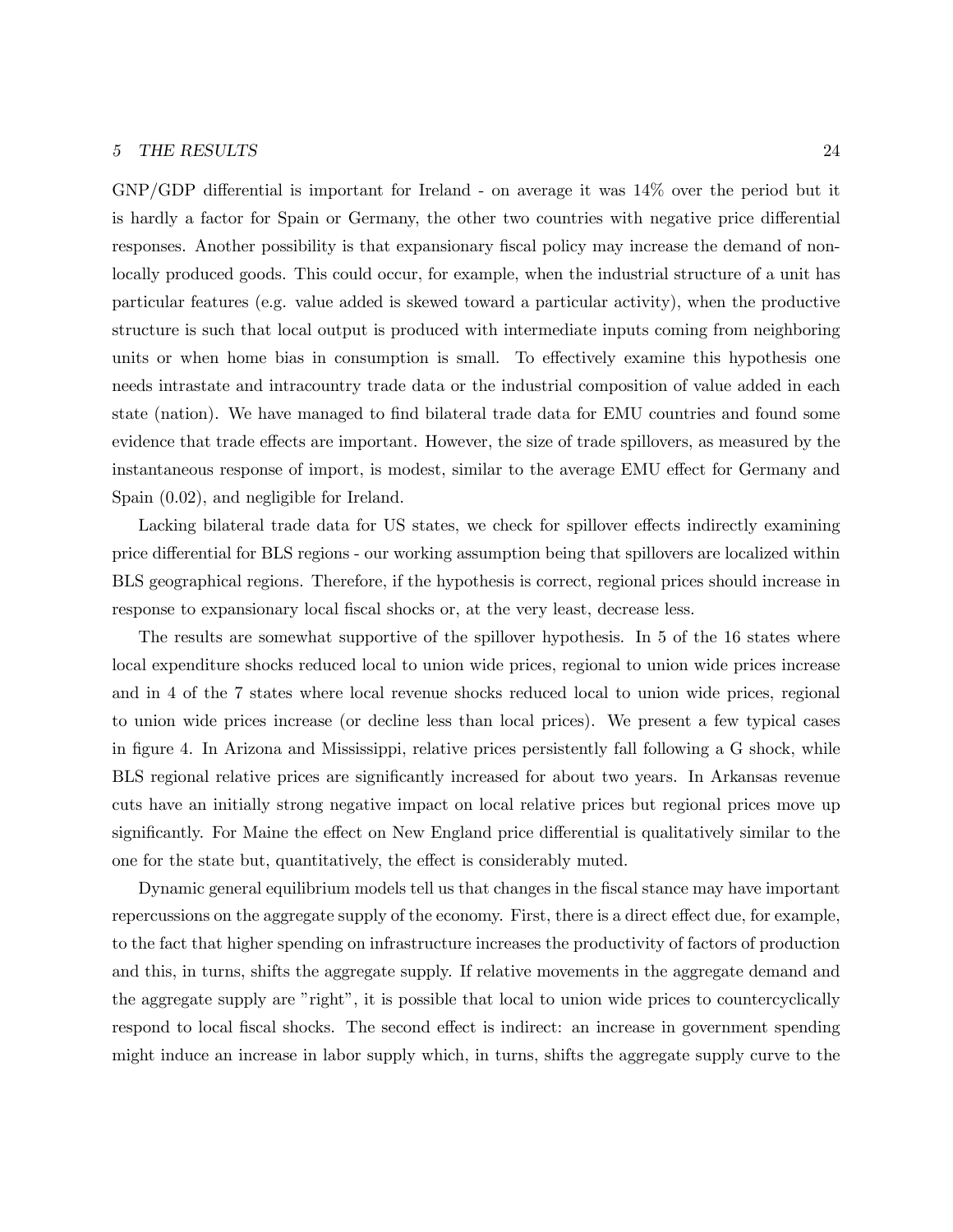GNP/GDP differential is important for Ireland - on average it was 14% over the period but it is hardly a factor for Spain or Germany, the other two countries with negative price differential responses. Another possibility is that expansionary fiscal policy may increase the demand of non-locally produced goods. This could occur, for example, when the industrial structure of a unit has particular features (e.g. value added is skewed toward a particular activity), when the productive structure is such that local output is produced with intermediate inputs coming from neighboring units or when home bias in consumption is small. To effectively examine this hypothesis one needs intrastate and intracountry trade data or the industrial composition of value added in each state (nation). We have managed to find bilateral trade data for EMU countries and found some evidence that trade effects are important. However, the size of trade spillovers, as measured by the instantaneous response of import, is modest, similar to the average EMU effect for Germany and Spain (0.02), and negligible for Ireland.

Lacking bilateral trade data for US states, we check for spillover effects indirectly examining price differential for BLS regions - our working assumption being that spillovers are localized within BLS geographical regions. Therefore, if the hypothesis is correct, regional prices should increase in response to expansionary local fiscal shocks or, at the very least, decrease less.

The results are somewhat supportive of the spillover hypothesis. In 5 of the 16 states where local expenditure shocks reduced local to union wide prices, regional to union wide prices increase and in 4 of the 7 states where local revenue shocks reduced local to union wide prices, regional to union wide prices increase (or decline less than local prices). We present a few typical cases in figure 4. In Arizona and Mississippi, relative prices persistently fall following a G shock, while BLS regional relative prices are significantly increased for about two years. In Arkansas revenue cuts have an initially strong negative impact on local relative prices but regional prices move up significantly. For Maine the effect on New England price differential is qualitatively similar to the one for the state but, quantitatively, the effect is considerably muted.

Dynamic general equilibrium models tell us that changes in the fiscal stance may have important repercussions on the aggregate supply of the economy. First, there is a direct effect due, for example, to the fact that higher spending on infrastructure increases the productivity of factors of production and this, in turns, shifts the aggregate supply. If relative movements in the aggregate demand and the aggregate supply are "right", it is possible that local to union wide prices to countercyclically respond to local fiscal shocks. The second effect is indirect: an increase in government spending might induce an increase in labor supply which, in turns, shifts the aggregate supply curve to the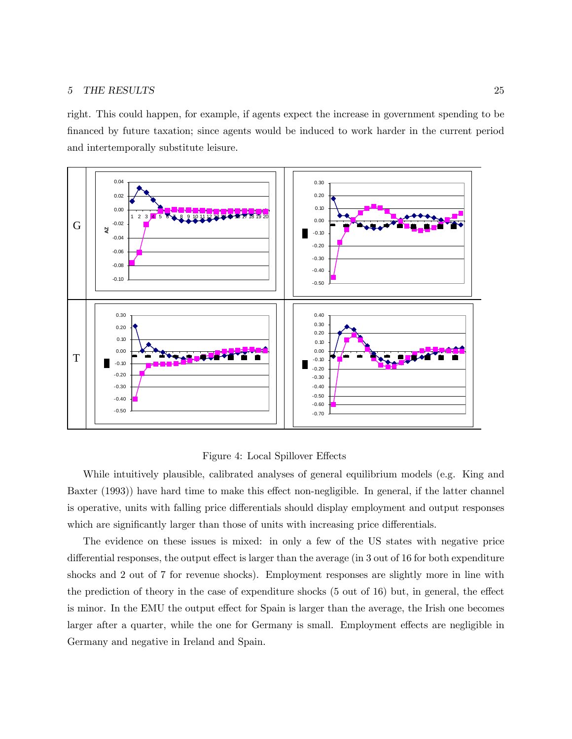right. This could happen, for example, if agents expect the increase in government spending to be financed by future taxation; since agents would be induced to work harder in the current period and intertemporally substitute leisure.

Figure 4: Local Spillover Effects

While intuitively plausible, calibrated analyses of general equilibrium models (e.g. King and Baxter (1993)) have hard time to make this effect non-negligible. In general, if the latter channel is operative, units with falling price differentials should display employment and output responses which are significantly larger than those of units with increasing price differentials.

The evidence on these issues is mixed: in only a few of the US states with negative price differential responses, the output effect is larger than the average (in 3 out of 16 for both expenditure shocks and 2 out of 7 for revenue shocks). Employment responses are slightly more in line with the prediction of theory in the case of expenditure shocks (5 out of 16) but, in general, the effect is minor. In the EMU the output effect for Spain is larger than the average, the Irish one becomes larger after a quarter, while the one for Germany is small. Employment effects are negligible in Germany and negative in Ireland and Spain.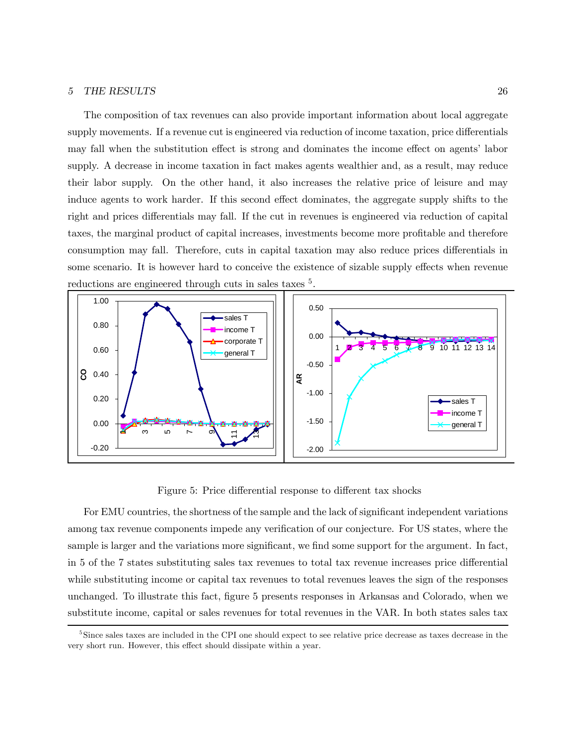The composition of tax revenues can also provide important information about local aggregate supply movements. If a revenue cut is engineered via reduction of income taxation, price differentials may fall when the substitution effect is strong and dominates the income effect on agents' labor supply. A decrease in income taxation in fact makes agents wealthier and, as a result, may reduce their labor supply. On the other hand, it also increases the relative price of leisure and may induce agents to work harder. If this second effect dominates, the aggregate supply shifts to the right and prices differentials may fall. If the cut in revenues is engineered via reduction of capital taxes, the marginal product of capital increases, investments become more profitable and therefore consumption may fall. Therefore, cuts in capital taxation may also reduce prices differentials in some scenario. It is however hard to conceive the existence of sizable supply effects when revenue reductions are engineered through cuts in sales taxes [5].

Figure 5: Price differential response to different tax shocks

For EMU countries, the shortness of the sample and the lack of significant independent variations among tax revenue components impede any verification of our conjecture. For US states, where the sample is larger and the variations more significant, we find some support for the argument. In fact, in 5 of the 7 states substituting sales tax revenues to total tax revenue increases price differential while substituting income or capital tax revenues to total revenues leaves the sign of the responses unchanged. To illustrate this fact, figure 5 presents responses in Arkansas and Colorado, when we substitute income, capital or sales revenues for total revenues in the VAR. In both states sales tax

[5] Since sales taxes are included in the CPI one should expect to see relative price decrease as taxes decrease in the very short run. However, this effect should dissipate within a year.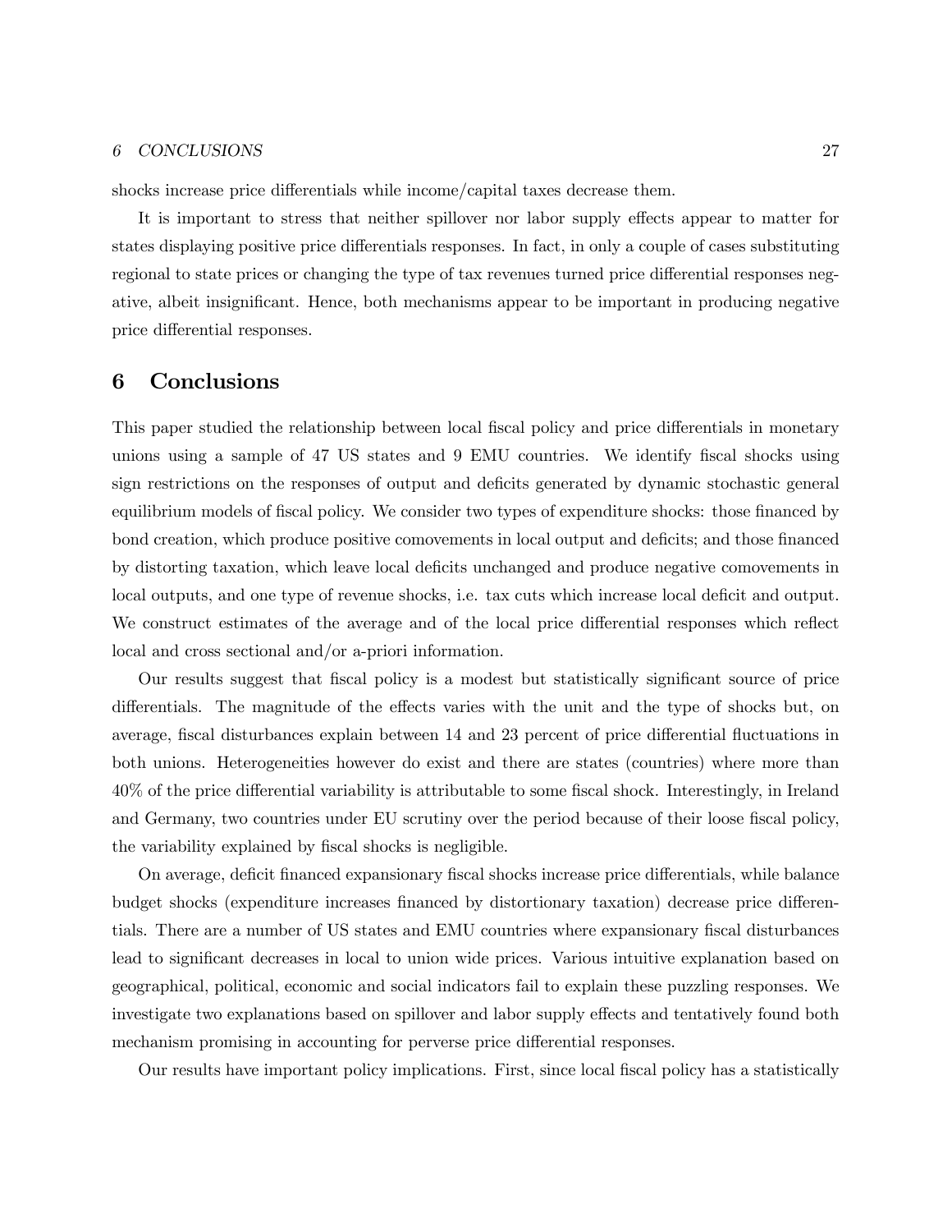shocks increase price differentials while income/capital taxes decrease them.

It is important to stress that neither spillover nor labor supply effects appear to matter for states displaying positive price differentials responses. In fact, in only a couple of cases substituting regional to state prices or changing the type of tax revenues turned price differential responses negative, albeit insignificant. Hence, both mechanisms appear to be important in producing negative price differential responses.

## 6 Conclusions

This paper studied the relationship between local fiscal policy and price differentials in monetary unions using a sample of 47 US states and 9 EMU countries. We identify fiscal shocks using sign restrictions on the responses of output and deficits generated by dynamic stochastic general equilibrium models of fiscal policy. We consider two types of expenditure shocks: those financed by bond creation, which produce positive comovements in local output and deficits; and those financed by distorting taxation, which leave local deficits unchanged and produce negative comovements in local outputs, and one type of revenue shocks, i.e. tax cuts which increase local deficit and output. We construct estimates of the average and of the local price differential responses which reflect local and cross sectional and/or a-priori information.

Our results suggest that fiscal policy is a modest but statistically significant source of price differentials. The magnitude of the effects varies with the unit and the type of shocks but, on average, fiscal disturbances explain between 14 and 23 percent of price differential fluctuations in both unions. Heterogeneities however do exist and there are states (countries) where more than 40% of the price differential variability is attributable to some fiscal shock. Interestingly, in Ireland and Germany, two countries under EU scrutiny over the period because of their loose fiscal policy, the variability explained by fiscal shocks is negligible.

On average, deficit financed expansionary fiscal shocks increase price differentials, while balance budget shocks (expenditure increases financed by distortionary taxation) decrease price differentials. There are a number of US states and EMU countries where expansionary fiscal disturbances lead to significant decreases in local to union wide prices. Various intuitive explanation based on geographical, political, economic and social indicators fail to explain these puzzling responses. We investigate two explanations based on spillover and labor supply effects and tentatively found both mechanism promising in accounting for perverse price differential responses.

Our results have important policy implications. First, since local fiscal policy has a statistically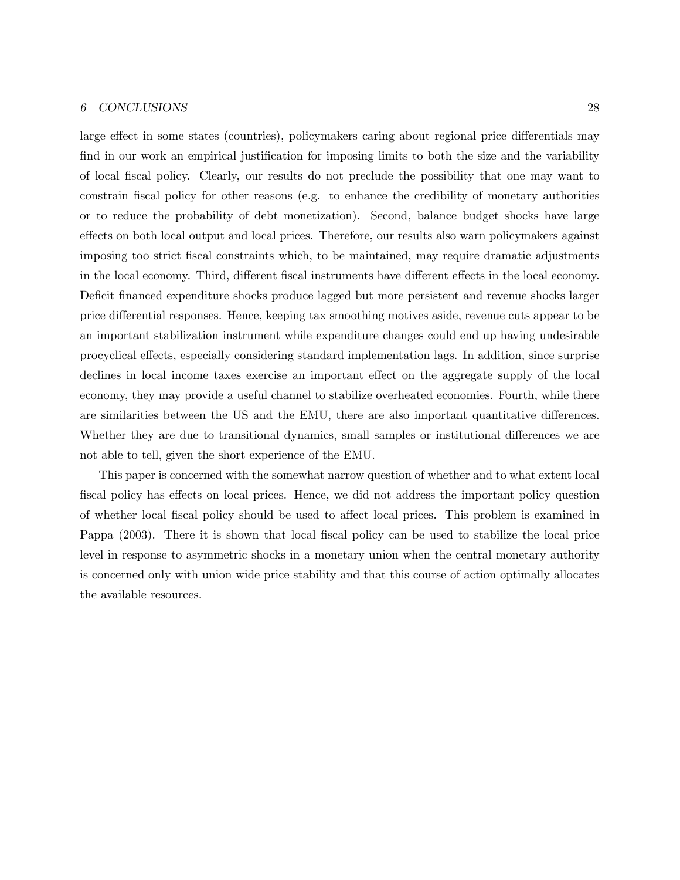large effect in some states (countries), policymakers caring about regional price differentials may find in our work an empirical justification for imposing limits to both the size and the variability of local fiscal policy. Clearly, our results do not preclude the possibility that one may want to constrain fiscal policy for other reasons (e.g. to enhance the credibility of monetary authorities or to reduce the probability of debt monetization). Second, balance budget shocks have large effects on both local output and local prices. Therefore, our results also warn policymakers against imposing too strict fiscal constraints which, to be maintained, may require dramatic adjustments in the local economy. Third, different fiscal instruments have different effects in the local economy. Deficit financed expenditure shocks produce lagged but more persistent and revenue shocks larger price differential responses. Hence, keeping tax smoothing motives aside, revenue cuts appear to be an important stabilization instrument while expenditure changes could end up having undesirable procyclical effects, especially considering standard implementation lags. In addition, since surprise declines in local income taxes exercise an important effect on the aggregate supply of the local economy, they may provide a useful channel to stabilize overheated economies. Fourth, while there are similarities between the US and the EMU, there are also important quantitative differences. Whether they are due to transitional dynamics, small samples or institutional differences we are not able to tell, given the short experience of the EMU.

This paper is concerned with the somewhat narrow question of whether and to what extent local fiscal policy has effects on local prices. Hence, we did not address the important policy question of whether local fiscal policy should be used to affect local prices. This problem is examined in Pappa (2003). There it is shown that local fiscal policy can be used to stabilize the local price level in response to asymmetric shocks in a monetary union when the central monetary authority is concerned only with union wide price stability and that this course of action optimally allocates the available resources.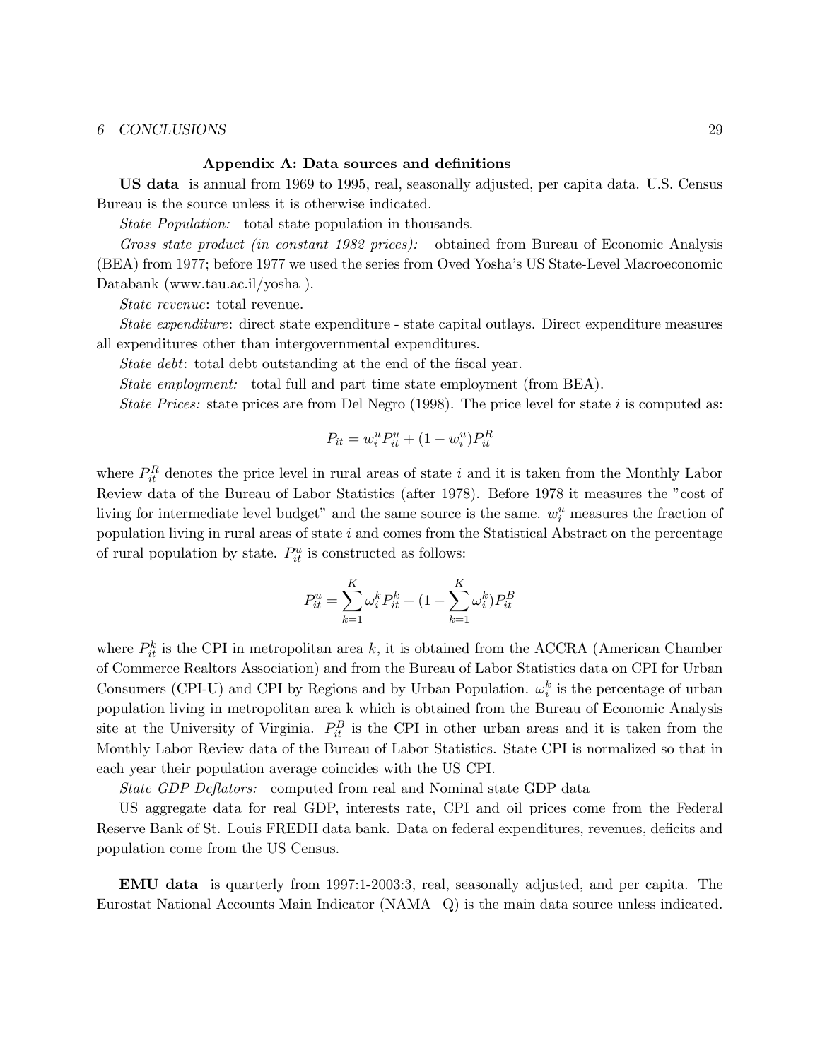### Appendix A: Data sources and definitions

**US data** is annual from 1969 to 1995, real, seasonally adjusted, per capita data. U.S. Census Bureau is the source unless it is otherwise indicated.

*State Population:* total state population in thousands.

*Gross state product (in constant 1982 prices):* obtained from Bureau of Economic Analysis (BEA) from 1977; before 1977 we used the series from Oved Yosha's US State-Level Macroeconomic Databank (www.tau.ac.il/yosha ).

*State revenue*: total revenue.

*State expenditure*: direct state expenditure - state capital outlays. Direct expenditure measures all expenditures other than intergovernmental expenditures.

*State debt*: total debt outstanding at the end of the fiscal year.

*State employment:* total full and part time state employment (from BEA).

*State Prices:* state prices are from Del Negro (1998). The price level for state $i$ is computed as:

$$P_{it} = w_i^u P_{it}^u + (1 - w_i^u) P_{it}^R$$

where $P_{it}^R$ denotes the price level in rural areas of state $i$ and it is taken from the Monthly Labor Review data of the Bureau of Labor Statistics (after 1978). Before 1978 it measures the "cost of living for intermediate level budget" and the same source is the same. $w_i^u$ measures the fraction of population living in rural areas of state $i$ and comes from the Statistical Abstract on the percentage of rural population by state. $P_{it}^u$ is constructed as follows:

$$P_{it}^u = \sum_{k=1}^{K} \omega_i^k P_{it}^k + (1 - \sum_{k=1}^{K} \omega_i^k) P_{it}^B$$

where $P_{it}^k$ is the CPI in metropolitan area $k$, it is obtained from the ACCRA (American Chamber of Commerce Realtors Association) and from the Bureau of Labor Statistics data on CPI for Urban Consumers (CPI-U) and CPI by Regions and by Urban Population. $\omega_i^k$ is the percentage of urban population living in metropolitan area k which is obtained from the Bureau of Economic Analysis site at the University of Virginia. $P_{it}^B$ is the CPI in other urban areas and it is taken from the Monthly Labor Review data of the Bureau of Labor Statistics. State CPI is normalized so that in each year their population average coincides with the US CPI.

*State GDP Deflators:* computed from real and Nominal state GDP data

US aggregate data for real GDP, interests rate, CPI and oil prices come from the Federal Reserve Bank of St. Louis FREDII data bank. Data on federal expenditures, revenues, deficits and population come from the US Census.

**EMU data** is quarterly from 1997:1-2003:3, real, seasonally adjusted, and per capita. The Eurostat National Accounts Main Indicator (NAMA_Q) is the main data source unless indicated.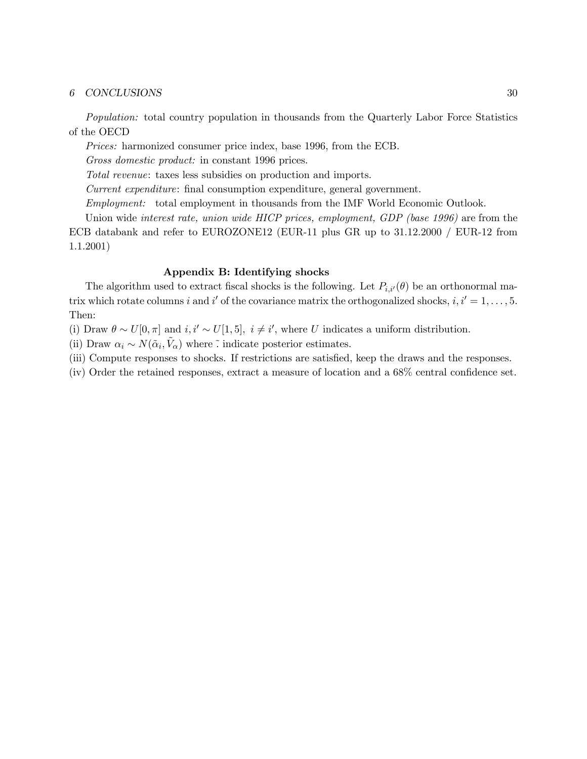*Population:* total country population in thousands from the Quarterly Labor Force Statistics of the OECD

*Prices:* harmonized consumer price index, base 1996, from the ECB.

*Gross domestic product:* in constant 1996 prices.

*Total revenue*: taxes less subsidies on production and imports.

*Current expenditure*: final consumption expenditure, general government.

*Employment:* total employment in thousands from the IMF World Economic Outlook.

Union wide *interest rate, union wide HICP prices, employment, GDP (base 1996)* are from the ECB databank and refer to EUROZONE12 (EUR-11 plus GR up to 31.12.2000 / EUR-12 from 1.1.2001)

### Appendix B: Identifying shocks

The algorithm used to extract fiscal shocks is the following. Let $P_{i,i'}(\theta)$ be an orthonormal matrix which rotate columns $i$ and $i'$ of the covariance matrix the orthogonalized shocks, $i, i' = 1, \ldots, 5$. Then:

(i) Draw $\theta \sim U[0, \pi]$ and $i, i' \sim U[1, 5]$, $i \neq i'$, where $U$ indicates a uniform distribution.

(ii) Draw $\alpha_i \sim N(\tilde{\alpha}_i, \tilde{V}_\alpha)$ where $\tilde{\ }$ indicate posterior estimates.

(iii) Compute responses to shocks. If restrictions are satisfied, keep the draws and the responses.

(iv) Order the retained responses, extract a measure of location and a 68% central confidence set.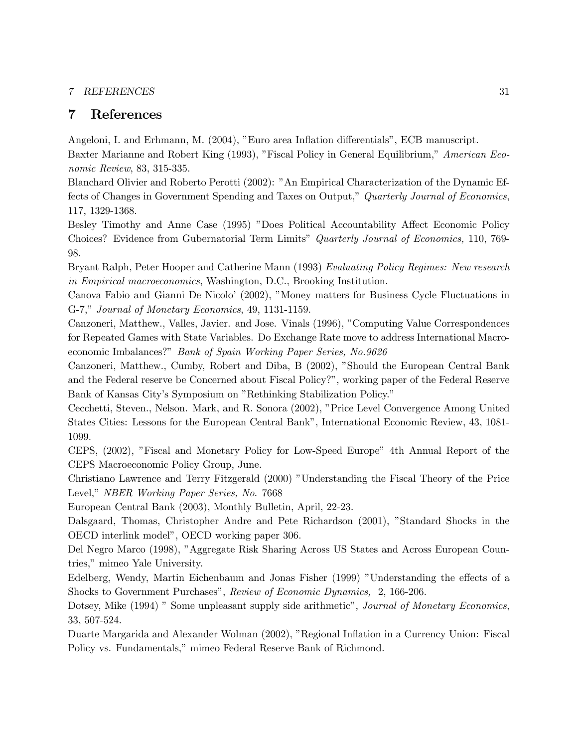# 7 References

Angeloni, I. and Erhmann, M. (2004), "Euro area Inflation differentials", ECB manuscript.

Baxter Marianne and Robert King (1993), "Fiscal Policy in General Equilibrium," *American Economic Review*, 83, 315-335.

Blanchard Olivier and Roberto Perotti (2002): "An Empirical Characterization of the Dynamic Effects of Changes in Government Spending and Taxes on Output," *Quarterly Journal of Economics*, 117, 1329-1368.

Besley Timothy and Anne Case (1995) "Does Political Accountability Affect Economic Policy Choices? Evidence from Gubernatorial Term Limits" *Quarterly Journal of Economics,* 110, 769-98.

Bryant Ralph, Peter Hooper and Catherine Mann (1993) *Evaluating Policy Regimes: New research in Empirical macroeconomics*, Washington, D.C., Brooking Institution.

Canova Fabio and Gianni De Nicolo' (2002), "Money matters for Business Cycle Fluctuations in G-7," *Journal of Monetary Economics*, 49, 1131-1159.

Canzoneri, Matthew., Valles, Javier. and Jose. Vinals (1996), "Computing Value Correspondences for Repeated Games with State Variables. Do Exchange Rate move to address International Macroeconomic Imbalances?" *Bank of Spain Working Paper Series, No.9626*

Canzoneri, Matthew., Cumby, Robert and Diba, B (2002), "Should the European Central Bank and the Federal reserve be Concerned about Fiscal Policy?", working paper of the Federal Reserve Bank of Kansas City's Symposium on "Rethinking Stabilization Policy."

Cecchetti, Steven., Nelson. Mark, and R. Sonora (2002), "Price Level Convergence Among United States Cities: Lessons for the European Central Bank", International Economic Review, 43, 1081-1099.

CEPS, (2002), "Fiscal and Monetary Policy for Low-Speed Europe" 4th Annual Report of the CEPS Macroeconomic Policy Group, June.

Christiano Lawrence and Terry Fitzgerald (2000) "Understanding the Fiscal Theory of the Price Level," *NBER Working Paper Series, No.* 7668

European Central Bank (2003), Monthly Bulletin, April, 22-23.

Dalsgaard, Thomas, Christopher Andre and Pete Richardson (2001), "Standard Shocks in the OECD interlink model", OECD working paper 306.

Del Negro Marco (1998), "Aggregate Risk Sharing Across US States and Across European Countries," mimeo Yale University.

Edelberg, Wendy, Martin Eichenbaum and Jonas Fisher (1999) "Understanding the effects of a Shocks to Government Purchases", *Review of Economic Dynamics,* 2, 166-206.

Dotsey, Mike (1994) " Some unpleasant supply side arithmetic", *Journal of Monetary Economics*, 33, 507-524.

Duarte Margarida and Alexander Wolman (2002), "Regional Inflation in a Currency Union: Fiscal Policy vs. Fundamentals," mimeo Federal Reserve Bank of Richmond.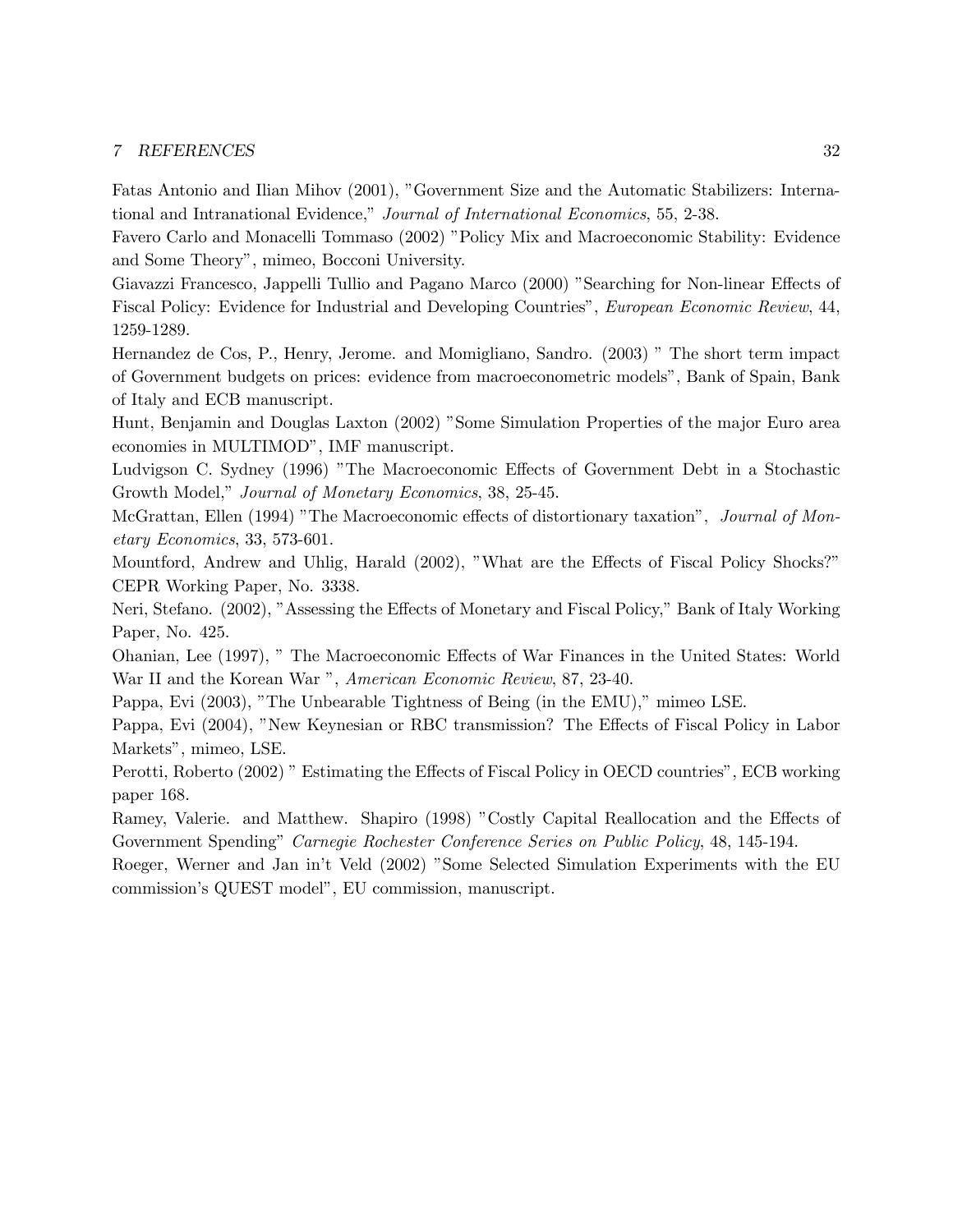Fatas Antonio and Ilian Mihov (2001), "Government Size and the Automatic Stabilizers: International and Intranational Evidence," *Journal of International Economics*, 55, 2-38.

Favero Carlo and Monacelli Tommaso (2002) "Policy Mix and Macroeconomic Stability: Evidence and Some Theory", mimeo, Bocconi University.

Giavazzi Francesco, Jappelli Tullio and Pagano Marco (2000) "Searching for Non-linear Effects of Fiscal Policy: Evidence for Industrial and Developing Countries", *European Economic Review*, 44, 1259-1289.

Hernandez de Cos, P., Henry, Jerome. and Momigliano, Sandro. (2003) " The short term impact of Government budgets on prices: evidence from macroeconometric models", Bank of Spain, Bank of Italy and ECB manuscript.

Hunt, Benjamin and Douglas Laxton (2002) "Some Simulation Properties of the major Euro area economies in MULTIMOD", IMF manuscript.

Ludvigson C. Sydney (1996) "The Macroeconomic Effects of Government Debt in a Stochastic Growth Model," *Journal of Monetary Economics*, 38, 25-45.

McGrattan, Ellen (1994) "The Macroeconomic effects of distortionary taxation", *Journal of Monetary Economics*, 33, 573-601.

Mountford, Andrew and Uhlig, Harald (2002), "What are the Effects of Fiscal Policy Shocks?" CEPR Working Paper, No. 3338.

Neri, Stefano. (2002), "Assessing the Effects of Monetary and Fiscal Policy," Bank of Italy Working Paper, No. 425.

Ohanian, Lee (1997), " The Macroeconomic Effects of War Finances in the United States: World War II and the Korean War ", *American Economic Review*, 87, 23-40.

Pappa, Evi (2003), "The Unbearable Tightness of Being (in the EMU)," mimeo LSE.

Pappa, Evi (2004), "New Keynesian or RBC transmission? The Effects of Fiscal Policy in Labor Markets", mimeo, LSE.

Perotti, Roberto (2002) " Estimating the Effects of Fiscal Policy in OECD countries", ECB working paper 168.

Ramey, Valerie. and Matthew. Shapiro (1998) "Costly Capital Reallocation and the Effects of Government Spending" *Carnegie Rochester Conference Series on Public Policy*, 48, 145-194.

Roeger, Werner and Jan in't Veld (2002) "Some Selected Simulation Experiments with the EU commission's QUEST model", EU commission, manuscript.